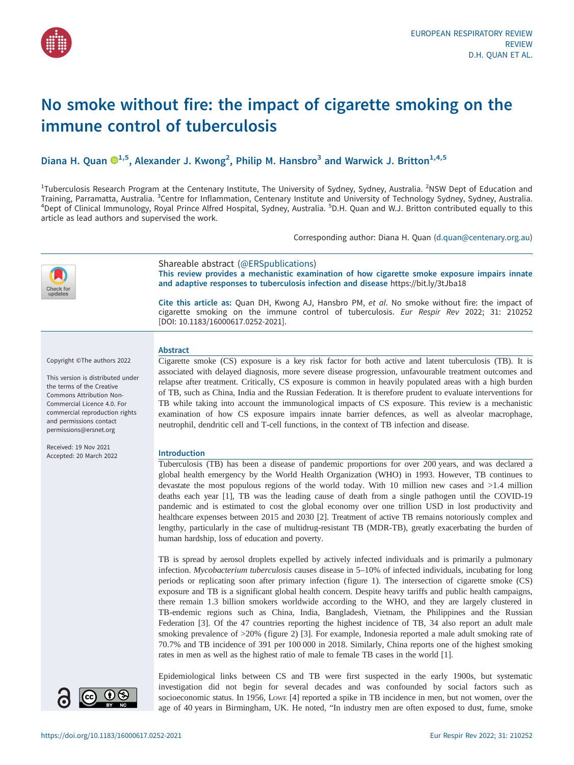# No smoke without fire: the impact of cigarette smoking on the immune control of tuberculosis

**Diana H. Quan [1,5], Alexander J. Kwong [2], Philip M. Hansbro [3] and Warwick J. Britton [1,4,5]**

[1]Tuberculosis Research Program at the Centenary Institute, The University of Sydney, Sydney, Australia. [2]NSW Dept of Education and Training, Parramatta, Australia. [3]Centre for Inflammation, Centenary Institute and University of Technology Sydney, Sydney, Australia. [4]Dept of Clinical Immunology, Royal Prince Alfred Hospital, Sydney, Australia. [5]D.H. Quan and W.J. Britton contributed equally to this article as lead authors and supervised the work.

Corresponding author: Diana H. Quan (d.quan@centenary.org.au)

Shareable abstract (@ERSpublications)
**This review provides a mechanistic examination of how cigarette smoke exposure impairs innate and adaptive responses to tuberculosis infection and disease** https://bit.ly/3tJba18

**Cite this article as:** Quan DH, Kwong AJ, Hansbro PM, *et al.* No smoke without fire: the impact of cigarette smoking on the immune control of tuberculosis. *Eur Respir Rev* 2022; 31: 210252 [DOI: 10.1183/16000617.0252-2021].

Copyright ©The authors 2022

This version is distributed under the terms of the Creative Commons Attribution Non-Commercial Licence 4.0. For commercial reproduction rights and permissions contact permissions@ersnet.org

Received: 19 Nov 2021
Accepted: 20 March 2022

## Abstract

Cigarette smoke (CS) exposure is a key risk factor for both active and latent tuberculosis (TB). It is associated with delayed diagnosis, more severe disease progression, unfavourable treatment outcomes and relapse after treatment. Critically, CS exposure is common in heavily populated areas with a high burden of TB, such as China, India and the Russian Federation. It is therefore prudent to evaluate interventions for TB while taking into account the immunological impacts of CS exposure. This review is a mechanistic examination of how CS exposure impairs innate barrier defences, as well as alveolar macrophage, neutrophil, dendritic cell and T-cell functions, in the context of TB infection and disease.

## Introduction

Tuberculosis (TB) has been a disease of pandemic proportions for over 200 years, and was declared a global health emergency by the World Health Organization (WHO) in 1993. However, TB continues to devastate the most populous regions of the world today. With 10 million new cases and >1.4 million deaths each year [1], TB was the leading cause of death from a single pathogen until the COVID-19 pandemic and is estimated to cost the global economy over one trillion USD in lost productivity and healthcare expenses between 2015 and 2030 [2]. Treatment of active TB remains notoriously complex and lengthy, particularly in the case of multidrug-resistant TB (MDR-TB), greatly exacerbating the burden of human hardship, loss of education and poverty.

TB is spread by aerosol droplets expelled by actively infected individuals and is primarily a pulmonary infection. *Mycobacterium tuberculosis* causes disease in 5–10% of infected individuals, incubating for long periods or replicating soon after primary infection (figure 1). The intersection of cigarette smoke (CS) exposure and TB is a significant global health concern. Despite heavy tariffs and public health campaigns, there remain 1.3 billion smokers worldwide according to the WHO, and they are largely clustered in TB-endemic regions such as China, India, Bangladesh, Vietnam, the Philippines and the Russian Federation [3]. Of the 47 countries reporting the highest incidence of TB, 34 also report an adult male smoking prevalence of >20% (figure 2) [3]. For example, Indonesia reported a male adult smoking rate of 70.7% and TB incidence of 391 per 100 000 in 2018. Similarly, China reports one of the highest smoking rates in men as well as the highest ratio of male to female TB cases in the world [1].

Epidemiological links between CS and TB were first suspected in the early 1900s, but systematic investigation did not begin for several decades and was confounded by social factors such as socioeconomic status. In 1956, Lowe [4] reported a spike in TB incidence in men, but not women, over the age of 40 years in Birmingham, UK. He noted, "In industry men are often exposed to dust, fume, smoke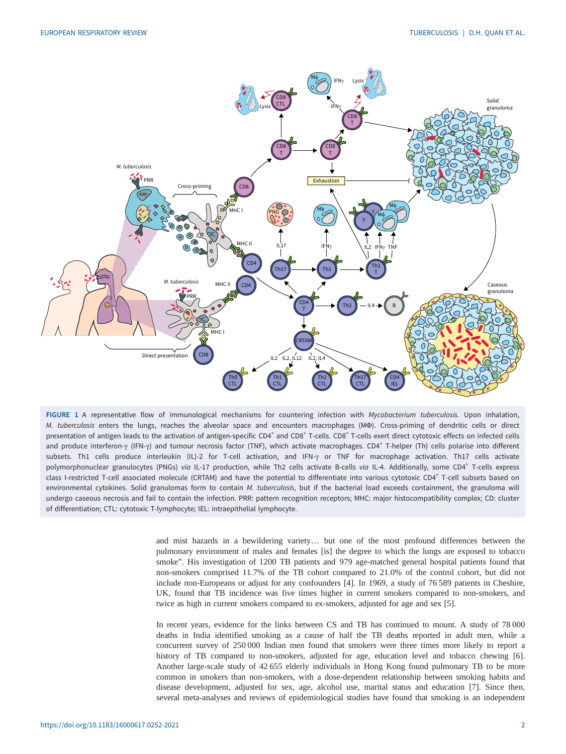FIGURE 1 A representative flow of immunological mechanisms for countering infection with *Mycobacterium tuberculosis*. Upon inhalation, *M. tuberculosis* enters the lungs, reaches the alveolar space and encounters macrophages (MΦ). Cross-priming of dendritic cells or direct presentation of antigen leads to the activation of antigen-specific CD4$^+$ and CD8$^+$ T-cells. CD8$^+$ T-cells exert direct cytotoxic effects on infected cells and produce interferon-γ (IFN-γ) and tumour necrosis factor (TNF), which activate macrophages. CD4$^+$ T-helper (Th) cells polarise into different subsets. Th1 cells produce interleukin (IL)-2 for T-cell activation, and IFN-γ or TNF for macrophage activation. Th17 cells activate polymorphonuclear granulocytes (PNGs) *via* IL-17 production, while Th2 cells activate B-cells *via* IL-4. Additionally, some CD4$^+$ T-cells express class I-restricted T-cell associated molecule (CRTAM) and have the potential to differentiate into various cytotoxic CD4$^+$ T-cell subsets based on environmental cytokines. Solid granulomas form to contain *M. tuberculosis*, but if the bacterial load exceeds containment, the granuloma will undergo caseous necrosis and fail to contain the infection. PRR: pattern recognition receptors; MHC: major histocompatibility complex; CD: cluster of differentiation; CTL: cytotoxic T-lymphocyte; IEL: intraepithelial lymphocyte.

and mist hazards in a bewildering variety… but one of the most profound differences between the pulmonary environment of males and females [is] the degree to which the lungs are exposed to tobacco smoke". His investigation of 1200 TB patients and 979 age-matched general hospital patients found that non-smokers comprised 11.7% of the TB cohort compared to 21.0% of the control cohort, but did not include non-Europeans or adjust for any confounders [4]. In 1969, a study of 76 589 patients in Cheshire, UK, found that TB incidence was five times higher in current smokers compared to non-smokers, and twice as high in current smokers compared to ex-smokers, adjusted for age and sex [5].

In recent years, evidence for the links between CS and TB has continued to mount. A study of 78 000 deaths in India identified smoking as a cause of half the TB deaths reported in adult men, while a concurrent survey of 250 000 Indian men found that smokers were three times more likely to report a history of TB compared to non-smokers, adjusted for age, education level and tobacco chewing [6]. Another large-scale study of 42 655 elderly individuals in Hong Kong found pulmonary TB to be more common in smokers than non-smokers, with a dose-dependent relationship between smoking habits and disease development, adjusted for sex, age, alcohol use, marital status and education [7]. Since then, several meta-analyses and reviews of epidemiological studies have found that smoking is an independent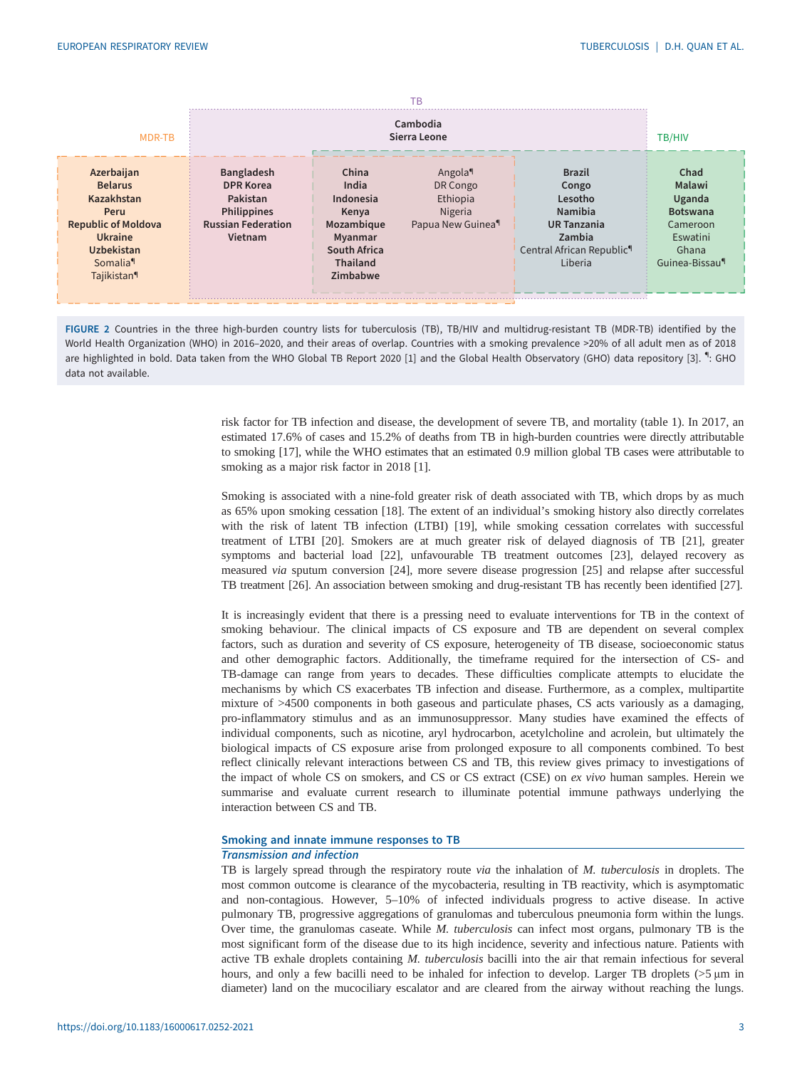TB

| MDR-TB | | | | | TB/HIV |
|---|---|---|---|---|---|
| | Cambodia, Sierra Leone (TB only) | | | | |
| **Azerbaijan** **Belarus** **Kazakhstan** **Peru** **Republic of Moldova** **Ukraine** **Uzbekistan** Somalia¶ Tajikistan¶ | **Bangladesh** **DPR Korea** **Pakistan** **Philippines** **Russian Federation** **Vietnam** | **China** **India** **Indonesia** **Kenya** **Mozambique** **Myanmar** **South Africa** **Thailand** **Zimbabwe** | Angola¶ DR Congo Ethiopia Nigeria Papua New Guinea¶ | **Brazil** **Congo** **Lesotho** **Namibia** **UR Tanzania** **Zambia** Central African Republic¶ Liberia | **Chad** **Malawi** **Uganda** **Botswana** Cameroon Eswatini Ghana Guinea-Bissau¶ |

**FIGURE 2** Countries in the three high-burden country lists for tuberculosis (TB), TB/HIV and multidrug-resistant TB (MDR-TB) identified by the World Health Organization (WHO) in 2016–2020, and their areas of overlap. Countries with a smoking prevalence >20% of all adult men as of 2018 are highlighted in bold. Data taken from the WHO Global TB Report 2020 [1] and the Global Health Observatory (GHO) data repository [3]. ¶: GHO data not available.

risk factor for TB infection and disease, the development of severe TB, and mortality (table 1). In 2017, an estimated 17.6% of cases and 15.2% of deaths from TB in high-burden countries were directly attributable to smoking [17], while the WHO estimates that an estimated 0.9 million global TB cases were attributable to smoking as a major risk factor in 2018 [1].

Smoking is associated with a nine-fold greater risk of death associated with TB, which drops by as much as 65% upon smoking cessation [18]. The extent of an individual's smoking history also directly correlates with the risk of latent TB infection (LTBI) [19], while smoking cessation correlates with successful treatment of LTBI [20]. Smokers are at much greater risk of delayed diagnosis of TB [21], greater symptoms and bacterial load [22], unfavourable TB treatment outcomes [23], delayed recovery as measured *via* sputum conversion [24], more severe disease progression [25] and relapse after successful TB treatment [26]. An association between smoking and drug-resistant TB has recently been identified [27].

It is increasingly evident that there is a pressing need to evaluate interventions for TB in the context of smoking behaviour. The clinical impacts of CS exposure and TB are dependent on several complex factors, such as duration and severity of CS exposure, heterogeneity of TB disease, socioeconomic status and other demographic factors. Additionally, the timeframe required for the intersection of CS- and TB-damage can range from years to decades. These difficulties complicate attempts to elucidate the mechanisms by which CS exacerbates TB infection and disease. Furthermore, as a complex, multipartite mixture of >4500 components in both gaseous and particulate phases, CS acts variously as a damaging, pro-inflammatory stimulus and as an immunosuppressor. Many studies have examined the effects of individual components, such as nicotine, aryl hydrocarbon, acetylcholine and acrolein, but ultimately the biological impacts of CS exposure arise from prolonged exposure to all components combined. To best reflect clinically relevant interactions between CS and TB, this review gives primacy to investigations of the impact of whole CS on smokers, and CS or CS extract (CSE) on *ex vivo* human samples. Herein we summarise and evaluate current research to illuminate potential immune pathways underlying the interaction between CS and TB.

## Smoking and innate immune responses to TB

### *Transmission and infection*

TB is largely spread through the respiratory route *via* the inhalation of *M. tuberculosis* in droplets. The most common outcome is clearance of the mycobacteria, resulting in TB reactivity, which is asymptomatic and non-contagious. However, 5–10% of infected individuals progress to active disease. In active pulmonary TB, progressive aggregations of granulomas and tuberculous pneumonia form within the lungs. Over time, the granulomas caseate. While *M. tuberculosis* can infect most organs, pulmonary TB is the most significant form of the disease due to its high incidence, severity and infectious nature. Patients with active TB exhale droplets containing *M. tuberculosis* bacilli into the air that remain infectious for several hours, and only a few bacilli need to be inhaled for infection to develop. Larger TB droplets (>5 μm in diameter) land on the mucociliary escalator and are cleared from the airway without reaching the lungs.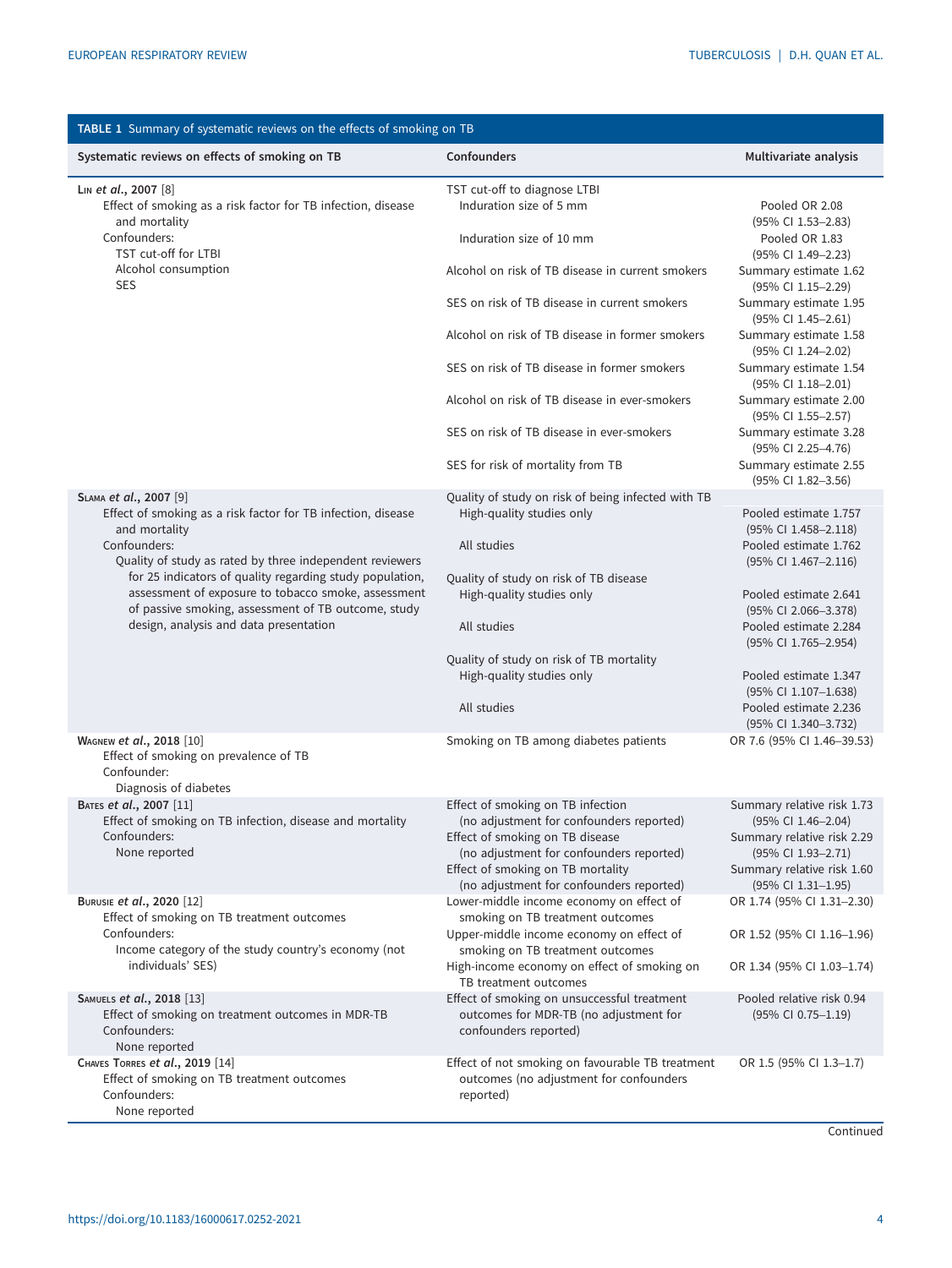**TABLE 1** Summary of systematic reviews on the effects of smoking on TB

| Systematic reviews on effects of smoking on TB | Confounders | Multivariate analysis |
|---|---|---|
| Lin *et al.*, 2007 [8]<br>Effect of smoking as a risk factor for TB infection, disease and mortality<br>Confounders:<br>TST cut-off for LTBI<br>Alcohol consumption<br>SES | TST cut-off to diagnose LTBI | |
| | Induration size of 5 mm | Pooled OR 2.08 (95% CI 1.53–2.83) |
| | Induration size of 10 mm | Pooled OR 1.83 (95% CI 1.49–2.23) |
| | Alcohol on risk of TB disease in current smokers | Summary estimate 1.62 (95% CI 1.15–2.29) |
| | SES on risk of TB disease in current smokers | Summary estimate 1.95 (95% CI 1.45–2.61) |
| | Alcohol on risk of TB disease in former smokers | Summary estimate 1.58 (95% CI 1.24–2.02) |
| | SES on risk of TB disease in former smokers | Summary estimate 1.54 (95% CI 1.18–2.01) |
| | Alcohol on risk of TB disease in ever-smokers | Summary estimate 2.00 (95% CI 1.55–2.57) |
| | SES on risk of TB disease in ever-smokers | Summary estimate 3.28 (95% CI 2.25–4.76) |
| | SES for risk of mortality from TB | Summary estimate 2.55 (95% CI 1.82–3.56) |
| Slama *et al.*, 2007 [9]<br>Effect of smoking as a risk factor for TB infection, disease and mortality<br>Confounders:<br>Quality of study as rated by three independent reviewers for 25 indicators of quality regarding study population, assessment of exposure to tobacco smoke, assessment of passive smoking, assessment of TB outcome, study design, analysis and data presentation | Quality of study on risk of being infected with TB | |
| | High-quality studies only | Pooled estimate 1.757 (95% CI 1.458–2.118) |
| | All studies | Pooled estimate 1.762 (95% CI 1.467–2.116) |
| | Quality of study on risk of TB disease | |
| | High-quality studies only | Pooled estimate 2.641 (95% CI 2.066–3.378) |
| | All studies | Pooled estimate 2.284 (95% CI 1.765–2.954) |
| | Quality of study on risk of TB mortality | |
| | High-quality studies only | Pooled estimate 1.347 (95% CI 1.107–1.638) |
| | All studies | Pooled estimate 2.236 (95% CI 1.340–3.732) |
| Wagnew *et al.*, 2018 [10]<br>Effect of smoking on prevalence of TB<br>Confounder:<br>Diagnosis of diabetes | Smoking on TB among diabetes patients | OR 7.6 (95% CI 1.46–39.53) |
| Bates *et al.*, 2007 [11]<br>Effect of smoking on TB infection, disease and mortality<br>Confounders:<br>None reported | Effect of smoking on TB infection (no adjustment for confounders reported) | Summary relative risk 1.73 (95% CI 1.46–2.04) |
| | Effect of smoking on TB disease (no adjustment for confounders reported) | Summary relative risk 2.29 (95% CI 1.93–2.71) |
| | Effect of smoking on TB mortality (no adjustment for confounders reported) | Summary relative risk 1.60 (95% CI 1.31–1.95) |
| Burusie *et al.*, 2020 [12]<br>Effect of smoking on TB treatment outcomes<br>Confounders:<br>Income category of the study country's economy (not individuals' SES) | Lower-middle income economy on effect of smoking on TB treatment outcomes | OR 1.74 (95% CI 1.31–2.30) |
| | Upper-middle income economy on effect of smoking on TB treatment outcomes | OR 1.52 (95% CI 1.16–1.96) |
| | High-income economy on effect of smoking on TB treatment outcomes | OR 1.34 (95% CI 1.03–1.74) |
| Samuels *et al.*, 2018 [13]<br>Effect of smoking on treatment outcomes in MDR-TB<br>Confounders:<br>None reported | Effect of smoking on unsuccessful treatment outcomes for MDR-TB (no adjustment for confounders reported) | Pooled relative risk 0.94 (95% CI 0.75–1.19) |
| Chaves Torres *et al.*, 2019 [14]<br>Effect of smoking on TB treatment outcomes<br>Confounders:<br>None reported | Effect of not smoking on favourable TB treatment outcomes (no adjustment for confounders reported) | OR 1.5 (95% CI 1.3–1.7) |

Continued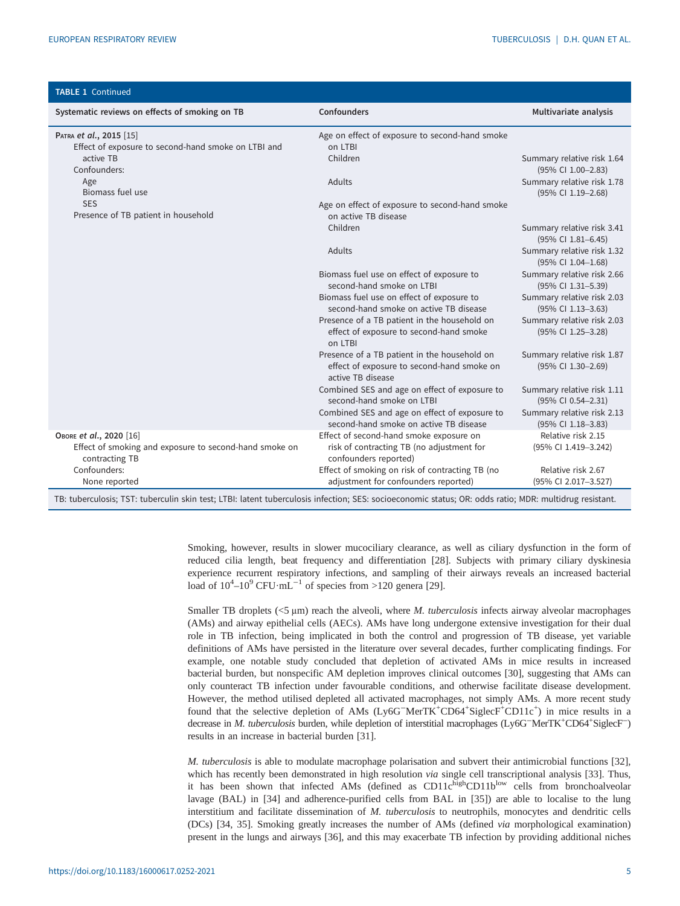**TABLE 1** Continued

| Systematic reviews on effects of smoking on TB | Confounders | Multivariate analysis |
|---|---|---|
| Patra *et al.*, 2015 [15] | Age on effect of exposure to second-hand smoke on LTBI | |
| Effect of exposure to second-hand smoke on LTBI and active TB | Children | Summary relative risk 1.64 (95% CI 1.00–2.83) |
| Confounders: Age; Biomass fuel use; SES; Presence of TB patient in household | Adults | Summary relative risk 1.78 (95% CI 1.19–2.68) |
| | Age on effect of exposure to second-hand smoke on active TB disease | |
| | Children | Summary relative risk 3.41 (95% CI 1.81–6.45) |
| | Adults | Summary relative risk 1.32 (95% CI 1.04–1.68) |
| | Biomass fuel use on effect of exposure to second-hand smoke on LTBI | Summary relative risk 2.66 (95% CI 1.31–5.39) |
| | Biomass fuel use on effect of exposure to second-hand smoke on active TB disease | Summary relative risk 2.03 (95% CI 1.13–3.63) |
| | Presence of a TB patient in the household on effect of exposure to second-hand smoke on LTBI | Summary relative risk 2.03 (95% CI 1.25–3.28) |
| | Presence of a TB patient in the household on effect of exposure to second-hand smoke on active TB disease | Summary relative risk 1.87 (95% CI 1.30–2.69) |
| | Combined SES and age on effect of exposure to second-hand smoke on LTBI | Summary relative risk 1.11 (95% CI 0.54–2.31) |
| | Combined SES and age on effect of exposure to second-hand smoke on active TB disease | Summary relative risk 2.13 (95% CI 1.18–3.83) |
| Obore *et al.*, 2020 [16] | Effect of second-hand smoke exposure on risk of contracting TB (no adjustment for confounders reported) | Relative risk 2.15 (95% CI 1.419–3.242) |
| Effect of smoking and exposure to second-hand smoke on contracting TB; Confounders: None reported | Effect of smoking on risk of contracting TB (no adjustment for confounders reported) | Relative risk 2.67 (95% CI 2.017–3.527) |

TB: tuberculosis; TST: tuberculin skin test; LTBI: latent tuberculosis infection; SES: socioeconomic status; OR: odds ratio; MDR: multidrug resistant.

Smoking, however, results in slower mucociliary clearance, as well as ciliary dysfunction in the form of reduced cilia length, beat frequency and differentiation [28]. Subjects with primary ciliary dyskinesia experience recurrent respiratory infections, and sampling of their airways reveals an increased bacterial load of $10^4$–$10^9$ CFU·mL$^{-1}$ of species from >120 genera [29].

Smaller TB droplets (<5 µm) reach the alveoli, where *M. tuberculosis* infects airway alveolar macrophages (AMs) and airway epithelial cells (AECs). AMs have long undergone extensive investigation for their dual role in TB infection, being implicated in both the control and progression of TB disease, yet variable definitions of AMs have persisted in the literature over several decades, further complicating findings. For example, one notable study concluded that depletion of activated AMs in mice results in increased bacterial burden, but nonspecific AM depletion improves clinical outcomes [30], suggesting that AMs can only counteract TB infection under favourable conditions, and otherwise facilitate disease development. However, the method utilised depleted all activated macrophages, not simply AMs. A more recent study found that the selective depletion of AMs (Ly6G$^-$MerTK$^+$CD64$^+$SiglecF$^+$CD11c$^+$) in mice results in a decrease in *M. tuberculosis* burden, while depletion of interstitial macrophages (Ly6G$^-$MerTK$^+$CD64$^+$SiglecF$^-$) results in an increase in bacterial burden [31].

*M. tuberculosis* is able to modulate macrophage polarisation and subvert their antimicrobial functions [32], which has recently been demonstrated in high resolution *via* single cell transcriptional analysis [33]. Thus, it has been shown that infected AMs (defined as CD11c$^{high}$CD11b$^{low}$ cells from bronchoalveolar lavage (BAL) in [34] and adherence-purified cells from BAL in [35]) are able to localise to the lung interstitium and facilitate dissemination of *M. tuberculosis* to neutrophils, monocytes and dendritic cells (DCs) [34, 35]. Smoking greatly increases the number of AMs (defined *via* morphological examination) present in the lungs and airways [36], and this may exacerbate TB infection by providing additional niches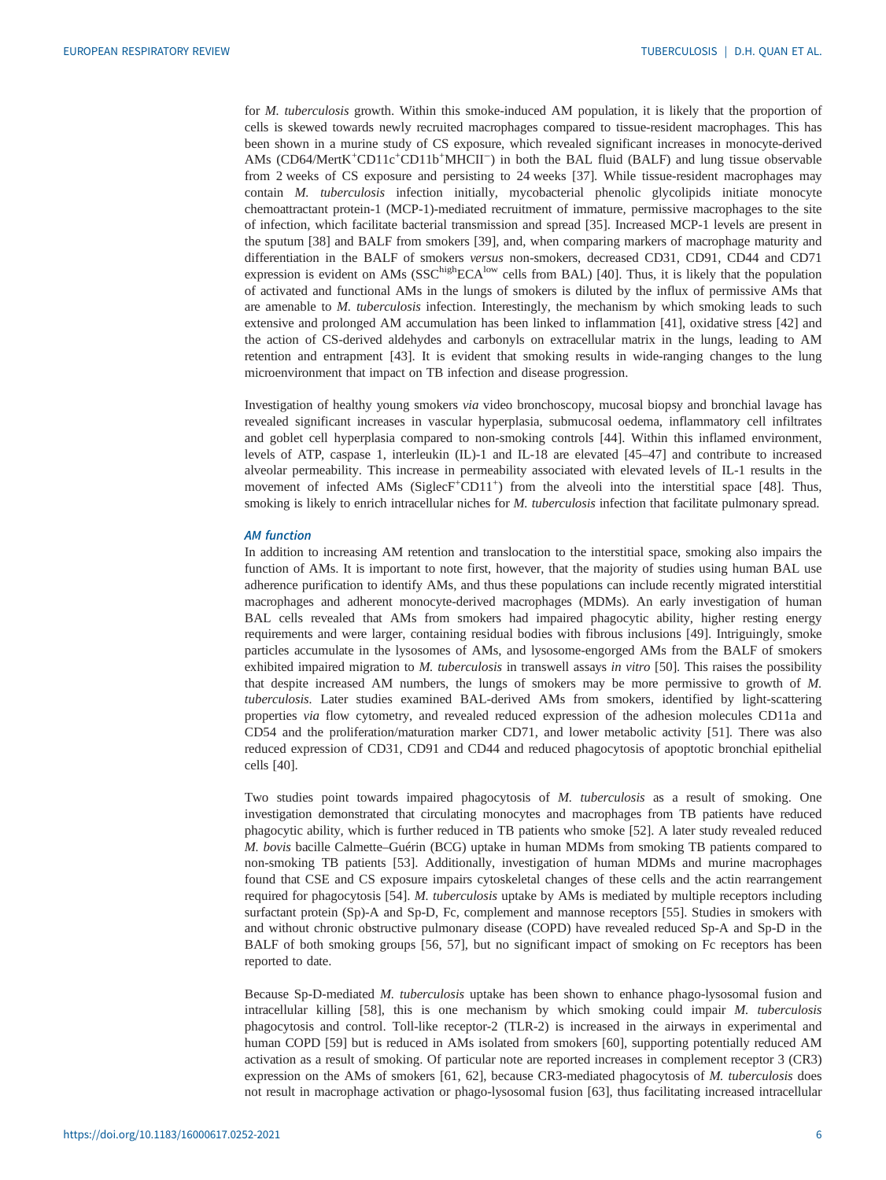for *M. tuberculosis* growth. Within this smoke-induced AM population, it is likely that the proportion of cells is skewed towards newly recruited macrophages compared to tissue-resident macrophages. This has been shown in a murine study of CS exposure, which revealed significant increases in monocyte-derived AMs ($CD64/MertK^+CD11c^+CD11b^+MHCII^-$) in both the BAL fluid (BALF) and lung tissue observable from 2 weeks of CS exposure and persisting to 24 weeks [37]. While tissue-resident macrophages may contain *M. tuberculosis* infection initially, mycobacterial phenolic glycolipids initiate monocyte chemoattractant protein-1 (MCP-1)-mediated recruitment of immature, permissive macrophages to the site of infection, which facilitate bacterial transmission and spread [35]. Increased MCP-1 levels are present in the sputum [38] and BALF from smokers [39], and, when comparing markers of macrophage maturity and differentiation in the BALF of smokers *versus* non-smokers, decreased CD31, CD91, CD44 and CD71 expression is evident on AMs ($SSC^{high}ECA^{low}$ cells from BAL) [40]. Thus, it is likely that the population of activated and functional AMs in the lungs of smokers is diluted by the influx of permissive AMs that are amenable to *M. tuberculosis* infection. Interestingly, the mechanism by which smoking leads to such extensive and prolonged AM accumulation has been linked to inflammation [41], oxidative stress [42] and the action of CS-derived aldehydes and carbonyls on extracellular matrix in the lungs, leading to AM retention and entrapment [43]. It is evident that smoking results in wide-ranging changes to the lung microenvironment that impact on TB infection and disease progression.

Investigation of healthy young smokers *via* video bronchoscopy, mucosal biopsy and bronchial lavage has revealed significant increases in vascular hyperplasia, submucosal oedema, inflammatory cell infiltrates and goblet cell hyperplasia compared to non-smoking controls [44]. Within this inflamed environment, levels of ATP, caspase 1, interleukin (IL)-1 and IL-18 are elevated [45–47] and contribute to increased alveolar permeability. This increase in permeability associated with elevated levels of IL-1 results in the movement of infected AMs ($SiglecF^+CD11^+$) from the alveoli into the interstitial space [48]. Thus, smoking is likely to enrich intracellular niches for *M. tuberculosis* infection that facilitate pulmonary spread.

### *AM function*

In addition to increasing AM retention and translocation to the interstitial space, smoking also impairs the function of AMs. It is important to note first, however, that the majority of studies using human BAL use adherence purification to identify AMs, and thus these populations can include recently migrated interstitial macrophages and adherent monocyte-derived macrophages (MDMs). An early investigation of human BAL cells revealed that AMs from smokers had impaired phagocytic ability, higher resting energy requirements and were larger, containing residual bodies with fibrous inclusions [49]. Intriguingly, smoke particles accumulate in the lysosomes of AMs, and lysosome-engorged AMs from the BALF of smokers exhibited impaired migration to *M. tuberculosis* in transwell assays *in vitro* [50]. This raises the possibility that despite increased AM numbers, the lungs of smokers may be more permissive to growth of *M. tuberculosis*. Later studies examined BAL-derived AMs from smokers, identified by light-scattering properties *via* flow cytometry, and revealed reduced expression of the adhesion molecules CD11a and CD54 and the proliferation/maturation marker CD71, and lower metabolic activity [51]. There was also reduced expression of CD31, CD91 and CD44 and reduced phagocytosis of apoptotic bronchial epithelial cells [40].

Two studies point towards impaired phagocytosis of *M. tuberculosis* as a result of smoking. One investigation demonstrated that circulating monocytes and macrophages from TB patients have reduced phagocytic ability, which is further reduced in TB patients who smoke [52]. A later study revealed reduced *M. bovis* bacille Calmette–Guérin (BCG) uptake in human MDMs from smoking TB patients compared to non-smoking TB patients [53]. Additionally, investigation of human MDMs and murine macrophages found that CSE and CS exposure impairs cytoskeletal changes of these cells and the actin rearrangement required for phagocytosis [54]. *M. tuberculosis* uptake by AMs is mediated by multiple receptors including surfactant protein (Sp)-A and Sp-D, Fc, complement and mannose receptors [55]. Studies in smokers with and without chronic obstructive pulmonary disease (COPD) have revealed reduced Sp-A and Sp-D in the BALF of both smoking groups [56, 57], but no significant impact of smoking on Fc receptors has been reported to date.

Because Sp-D-mediated *M. tuberculosis* uptake has been shown to enhance phago-lysosomal fusion and intracellular killing [58], this is one mechanism by which smoking could impair *M. tuberculosis* phagocytosis and control. Toll-like receptor-2 (TLR-2) is increased in the airways in experimental and human COPD [59] but is reduced in AMs isolated from smokers [60], supporting potentially reduced AM activation as a result of smoking. Of particular note are reported increases in complement receptor 3 (CR3) expression on the AMs of smokers [61, 62], because CR3-mediated phagocytosis of *M. tuberculosis* does not result in macrophage activation or phago-lysosomal fusion [63], thus facilitating increased intracellular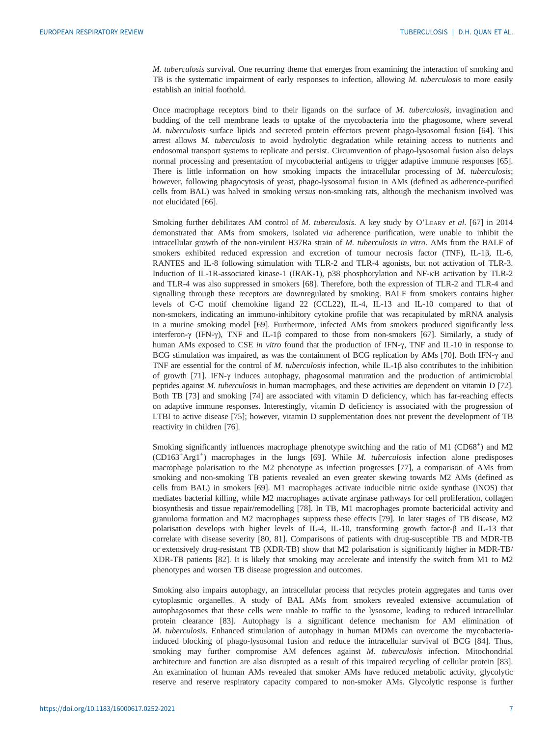*M. tuberculosis* survival. One recurring theme that emerges from examining the interaction of smoking and TB is the systematic impairment of early responses to infection, allowing *M. tuberculosis* to more easily establish an initial foothold.

Once macrophage receptors bind to their ligands on the surface of *M. tuberculosis*, invagination and budding of the cell membrane leads to uptake of the mycobacteria into the phagosome, where several *M. tuberculosis* surface lipids and secreted protein effectors prevent phago-lysosomal fusion [64]. This arrest allows *M. tuberculosis* to avoid hydrolytic degradation while retaining access to nutrients and endosomal transport systems to replicate and persist. Circumvention of phago-lysosomal fusion also delays normal processing and presentation of mycobacterial antigens to trigger adaptive immune responses [65]. There is little information on how smoking impacts the intracellular processing of *M. tuberculosis*; however, following phagocytosis of yeast, phago-lysosomal fusion in AMs (defined as adherence-purified cells from BAL) was halved in smoking *versus* non-smoking rats, although the mechanism involved was not elucidated [66].

Smoking further debilitates AM control of *M. tuberculosis*. A key study by O'Leary *et al*. [67] in 2014 demonstrated that AMs from smokers, isolated *via* adherence purification, were unable to inhibit the intracellular growth of the non-virulent H37Ra strain of *M. tuberculosis in vitro*. AMs from the BALF of smokers exhibited reduced expression and excretion of tumour necrosis factor (TNF), IL-1β, IL-6, RANTES and IL-8 following stimulation with TLR-2 and TLR-4 agonists, but not activation of TLR-3. Induction of IL-1R-associated kinase-1 (IRAK-1), p38 phosphorylation and NF-κB activation by TLR-2 and TLR-4 was also suppressed in smokers [68]. Therefore, both the expression of TLR-2 and TLR-4 and signalling through these receptors are downregulated by smoking. BALF from smokers contains higher levels of C-C motif chemokine ligand 22 (CCL22), IL-4, IL-13 and IL-10 compared to that of non-smokers, indicating an immuno-inhibitory cytokine profile that was recapitulated by mRNA analysis in a murine smoking model [69]. Furthermore, infected AMs from smokers produced significantly less interferon-γ (IFN-γ), TNF and IL-1β compared to those from non-smokers [67]. Similarly, a study of human AMs exposed to CSE *in vitro* found that the production of IFN-γ, TNF and IL-10 in response to BCG stimulation was impaired, as was the containment of BCG replication by AMs [70]. Both IFN-γ and TNF are essential for the control of *M. tuberculosis* infection, while IL-1β also contributes to the inhibition of growth [71]. IFN-γ induces autophagy, phagosomal maturation and the production of antimicrobial peptides against *M. tuberculosis* in human macrophages, and these activities are dependent on vitamin D [72]. Both TB [73] and smoking [74] are associated with vitamin D deficiency, which has far-reaching effects on adaptive immune responses. Interestingly, vitamin D deficiency is associated with the progression of LTBI to active disease [75]; however, vitamin D supplementation does not prevent the development of TB reactivity in children [76].

Smoking significantly influences macrophage phenotype switching and the ratio of M1 ($CD68^+$) and M2 ($CD163^+Arg1^+$) macrophages in the lungs [69]. While *M. tuberculosis* infection alone predisposes macrophage polarisation to the M2 phenotype as infection progresses [77], a comparison of AMs from smoking and non-smoking TB patients revealed an even greater skewing towards M2 AMs (defined as cells from BAL) in smokers [69]. M1 macrophages activate inducible nitric oxide synthase (iNOS) that mediates bacterial killing, while M2 macrophages activate arginase pathways for cell proliferation, collagen biosynthesis and tissue repair/remodelling [78]. In TB, M1 macrophages promote bactericidal activity and granuloma formation and M2 macrophages suppress these effects [79]. In later stages of TB disease, M2 polarisation develops with higher levels of IL-4, IL-10, transforming growth factor-β and IL-13 that correlate with disease severity [80, 81]. Comparisons of patients with drug-susceptible TB and MDR-TB or extensively drug-resistant TB (XDR-TB) show that M2 polarisation is significantly higher in MDR-TB/XDR-TB patients [82]. It is likely that smoking may accelerate and intensify the switch from M1 to M2 phenotypes and worsen TB disease progression and outcomes.

Smoking also impairs autophagy, an intracellular process that recycles protein aggregates and turns over cytoplasmic organelles. A study of BAL AMs from smokers revealed extensive accumulation of autophagosomes that these cells were unable to traffic to the lysosome, leading to reduced intracellular protein clearance [83]. Autophagy is a significant defence mechanism for AM elimination of *M. tuberculosis*. Enhanced stimulation of autophagy in human MDMs can overcome the mycobacteria-induced blocking of phago-lysosomal fusion and reduce the intracellular survival of BCG [84]. Thus, smoking may further compromise AM defences against *M. tuberculosis* infection. Mitochondrial architecture and function are also disrupted as a result of this impaired recycling of cellular protein [83]. An examination of human AMs revealed that smoker AMs have reduced metabolic activity, glycolytic reserve and reserve respiratory capacity compared to non-smoker AMs. Glycolytic response is further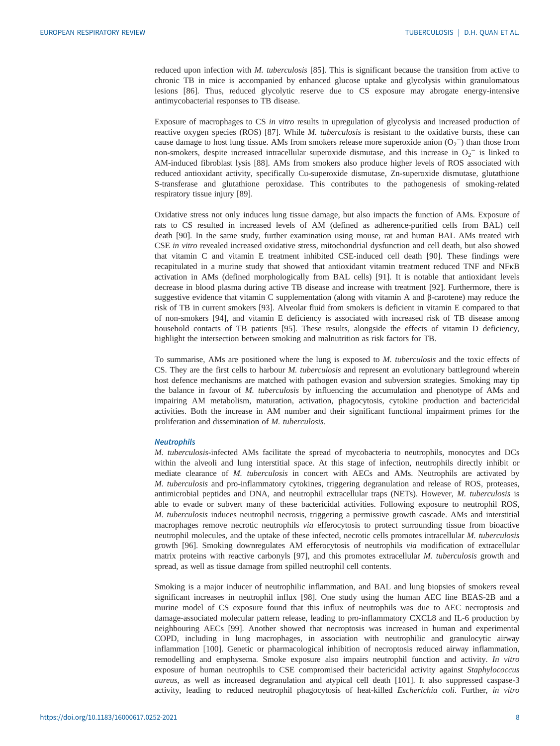reduced upon infection with *M. tuberculosis* [85]. This is significant because the transition from active to chronic TB in mice is accompanied by enhanced glucose uptake and glycolysis within granulomatous lesions [86]. Thus, reduced glycolytic reserve due to CS exposure may abrogate energy-intensive antimycobacterial responses to TB disease.

Exposure of macrophages to CS *in vitro* results in upregulation of glycolysis and increased production of reactive oxygen species (ROS) [87]. While *M. tuberculosis* is resistant to the oxidative bursts, these can cause damage to host lung tissue. AMs from smokers release more superoxide anion ($O_2^-$) than those from non-smokers, despite increased intracellular superoxide dismutase, and this increase in $O_2^-$ is linked to AM-induced fibroblast lysis [88]. AMs from smokers also produce higher levels of ROS associated with reduced antioxidant activity, specifically Cu-superoxide dismutase, Zn-superoxide dismutase, glutathione S-transferase and glutathione peroxidase. This contributes to the pathogenesis of smoking-related respiratory tissue injury [89].

Oxidative stress not only induces lung tissue damage, but also impacts the function of AMs. Exposure of rats to CS resulted in increased levels of AM (defined as adherence-purified cells from BAL) cell death [90]. In the same study, further examination using mouse, rat and human BAL AMs treated with CSE *in vitro* revealed increased oxidative stress, mitochondrial dysfunction and cell death, but also showed that vitamin C and vitamin E treatment inhibited CSE-induced cell death [90]. These findings were recapitulated in a murine study that showed that antioxidant vitamin treatment reduced TNF and NFκB activation in AMs (defined morphologically from BAL cells) [91]. It is notable that antioxidant levels decrease in blood plasma during active TB disease and increase with treatment [92]. Furthermore, there is suggestive evidence that vitamin C supplementation (along with vitamin A and β-carotene) may reduce the risk of TB in current smokers [93]. Alveolar fluid from smokers is deficient in vitamin E compared to that of non-smokers [94], and vitamin E deficiency is associated with increased risk of TB disease among household contacts of TB patients [95]. These results, alongside the effects of vitamin D deficiency, highlight the intersection between smoking and malnutrition as risk factors for TB.

To summarise, AMs are positioned where the lung is exposed to *M. tuberculosis* and the toxic effects of CS. They are the first cells to harbour *M. tuberculosis* and represent an evolutionary battleground wherein host defence mechanisms are matched with pathogen evasion and subversion strategies. Smoking may tip the balance in favour of *M. tuberculosis* by influencing the accumulation and phenotype of AMs and impairing AM metabolism, maturation, activation, phagocytosis, cytokine production and bactericidal activities. Both the increase in AM number and their significant functional impairment primes for the proliferation and dissemination of *M. tuberculosis*.

### Neutrophils

*M. tuberculosis*-infected AMs facilitate the spread of mycobacteria to neutrophils, monocytes and DCs within the alveoli and lung interstitial space. At this stage of infection, neutrophils directly inhibit or mediate clearance of *M. tuberculosis* in concert with AECs and AMs. Neutrophils are activated by *M. tuberculosis* and pro-inflammatory cytokines, triggering degranulation and release of ROS, proteases, antimicrobial peptides and DNA, and neutrophil extracellular traps (NETs). However, *M. tuberculosis* is able to evade or subvert many of these bactericidal activities. Following exposure to neutrophil ROS, *M. tuberculosis* induces neutrophil necrosis, triggering a permissive growth cascade. AMs and interstitial macrophages remove necrotic neutrophils *via* efferocytosis to protect surrounding tissue from bioactive neutrophil molecules, and the uptake of these infected, necrotic cells promotes intracellular *M. tuberculosis* growth [96]. Smoking downregulates AM efferocytosis of neutrophils *via* modification of extracellular matrix proteins with reactive carbonyls [97], and this promotes extracellular *M. tuberculosis* growth and spread, as well as tissue damage from spilled neutrophil cell contents.

Smoking is a major inducer of neutrophilic inflammation, and BAL and lung biopsies of smokers reveal significant increases in neutrophil influx [98]. One study using the human AEC line BEAS-2B and a murine model of CS exposure found that this influx of neutrophils was due to AEC necroptosis and damage-associated molecular pattern release, leading to pro-inflammatory CXCL8 and IL-6 production by neighbouring AECs [99]. Another showed that necroptosis was increased in human and experimental COPD, including in lung macrophages, in association with neutrophilic and granulocytic airway inflammation [100]. Genetic or pharmacological inhibition of necroptosis reduced airway inflammation, remodelling and emphysema. Smoke exposure also impairs neutrophil function and activity. *In vitro* exposure of human neutrophils to CSE compromised their bactericidal activity against *Staphylococcus aureus*, as well as increased degranulation and atypical cell death [101]. It also suppressed caspase-3 activity, leading to reduced neutrophil phagocytosis of heat-killed *Escherichia coli*. Further, *in vitro*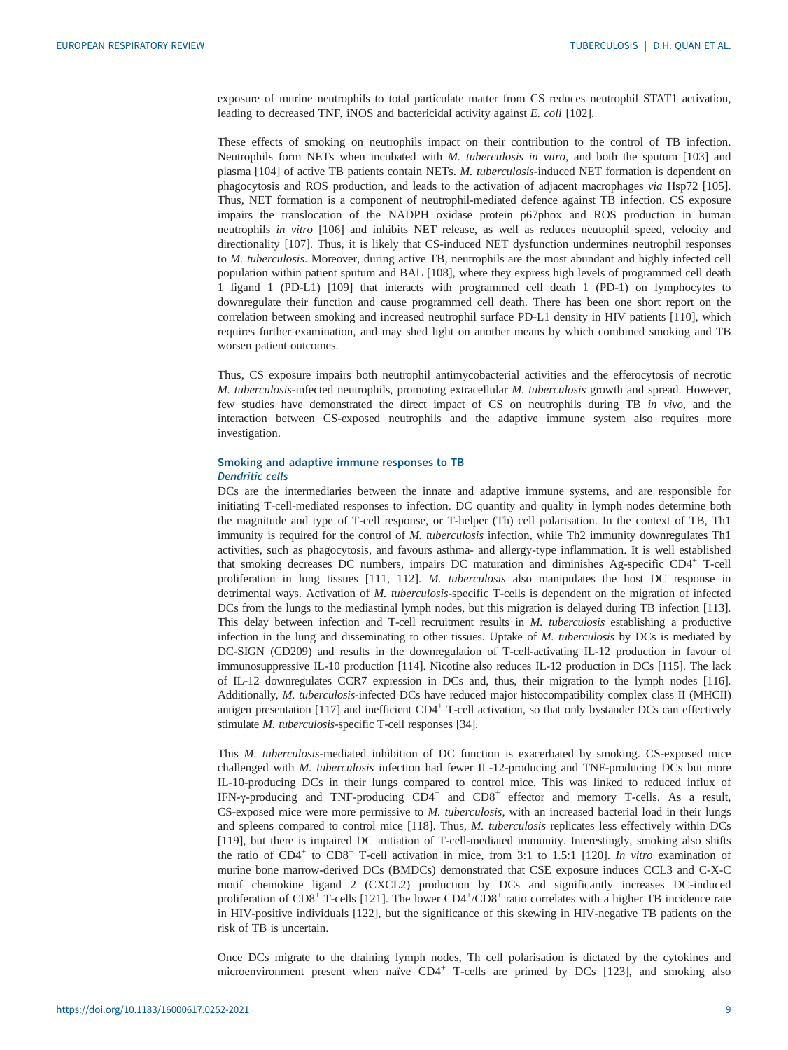exposure of murine neutrophils to total particulate matter from CS reduces neutrophil STAT1 activation, leading to decreased TNF, iNOS and bactericidal activity against *E. coli* [102].

These effects of smoking on neutrophils impact on their contribution to the control of TB infection. Neutrophils form NETs when incubated with *M. tuberculosis in vitro*, and both the sputum [103] and plasma [104] of active TB patients contain NETs. *M. tuberculosis*-induced NET formation is dependent on phagocytosis and ROS production, and leads to the activation of adjacent macrophages *via* Hsp72 [105]. Thus, NET formation is a component of neutrophil-mediated defence against TB infection. CS exposure impairs the translocation of the NADPH oxidase protein p67phox and ROS production in human neutrophils *in vitro* [106] and inhibits NET release, as well as reduces neutrophil speed, velocity and directionality [107]. Thus, it is likely that CS-induced NET dysfunction undermines neutrophil responses to *M. tuberculosis*. Moreover, during active TB, neutrophils are the most abundant and highly infected cell population within patient sputum and BAL [108], where they express high levels of programmed cell death 1 ligand 1 (PD-L1) [109] that interacts with programmed cell death 1 (PD-1) on lymphocytes to downregulate their function and cause programmed cell death. There has been one short report on the correlation between smoking and increased neutrophil surface PD-L1 density in HIV patients [110], which requires further examination, and may shed light on another means by which combined smoking and TB worsen patient outcomes.

Thus, CS exposure impairs both neutrophil antimycobacterial activities and the efferocytosis of necrotic *M. tuberculosis*-infected neutrophils, promoting extracellular *M. tuberculosis* growth and spread. However, few studies have demonstrated the direct impact of CS on neutrophils during TB *in vivo*, and the interaction between CS-exposed neutrophils and the adaptive immune system also requires more investigation.

## Smoking and adaptive immune responses to TB

### *Dendritic cells*

DCs are the intermediaries between the innate and adaptive immune systems, and are responsible for initiating T-cell-mediated responses to infection. DC quantity and quality in lymph nodes determine both the magnitude and type of T-cell response, or T-helper (Th) cell polarisation. In the context of TB, Th1 immunity is required for the control of *M. tuberculosis* infection, while Th2 immunity downregulates Th1 activities, such as phagocytosis, and favours asthma- and allergy-type inflammation. It is well established that smoking decreases DC numbers, impairs DC maturation and diminishes Ag-specific CD4$^+$ T-cell proliferation in lung tissues [111, 112]. *M. tuberculosis* also manipulates the host DC response in detrimental ways. Activation of *M. tuberculosis*-specific T-cells is dependent on the migration of infected DCs from the lungs to the mediastinal lymph nodes, but this migration is delayed during TB infection [113]. This delay between infection and T-cell recruitment results in *M. tuberculosis* establishing a productive infection in the lung and disseminating to other tissues. Uptake of *M. tuberculosis* by DCs is mediated by DC-SIGN (CD209) and results in the downregulation of T-cell-activating IL-12 production in favour of immunosuppressive IL-10 production [114]. Nicotine also reduces IL-12 production in DCs [115]. The lack of IL-12 downregulates CCR7 expression in DCs and, thus, their migration to the lymph nodes [116]. Additionally, *M. tuberculosis*-infected DCs have reduced major histocompatibility complex class II (MHCII) antigen presentation [117] and inefficient CD4$^+$ T-cell activation, so that only bystander DCs can effectively stimulate *M. tuberculosis*-specific T-cell responses [34].

This *M. tuberculosis*-mediated inhibition of DC function is exacerbated by smoking. CS-exposed mice challenged with *M. tuberculosis* infection had fewer IL-12-producing and TNF-producing DCs but more IL-10-producing DCs in their lungs compared to control mice. This was linked to reduced influx of IFN-γ-producing and TNF-producing CD4$^+$ and CD8$^+$ effector and memory T-cells. As a result, CS-exposed mice were more permissive to *M. tuberculosis*, with an increased bacterial load in their lungs and spleens compared to control mice [118]. Thus, *M. tuberculosis* replicates less effectively within DCs [119], but there is impaired DC initiation of T-cell-mediated immunity. Interestingly, smoking also shifts the ratio of CD4$^+$ to CD8$^+$ T-cell activation in mice, from 3:1 to 1.5:1 [120]. *In vitro* examination of murine bone marrow-derived DCs (BMDCs) demonstrated that CSE exposure induces CCL3 and C-X-C motif chemokine ligand 2 (CXCL2) production by DCs and significantly increases DC-induced proliferation of CD8$^+$ T-cells [121]. The lower CD4$^+$/CD8$^+$ ratio correlates with a higher TB incidence rate in HIV-positive individuals [122], but the significance of this skewing in HIV-negative TB patients on the risk of TB is uncertain.

Once DCs migrate to the draining lymph nodes, Th cell polarisation is dictated by the cytokines and microenvironment present when naïve CD4$^+$ T-cells are primed by DCs [123], and smoking also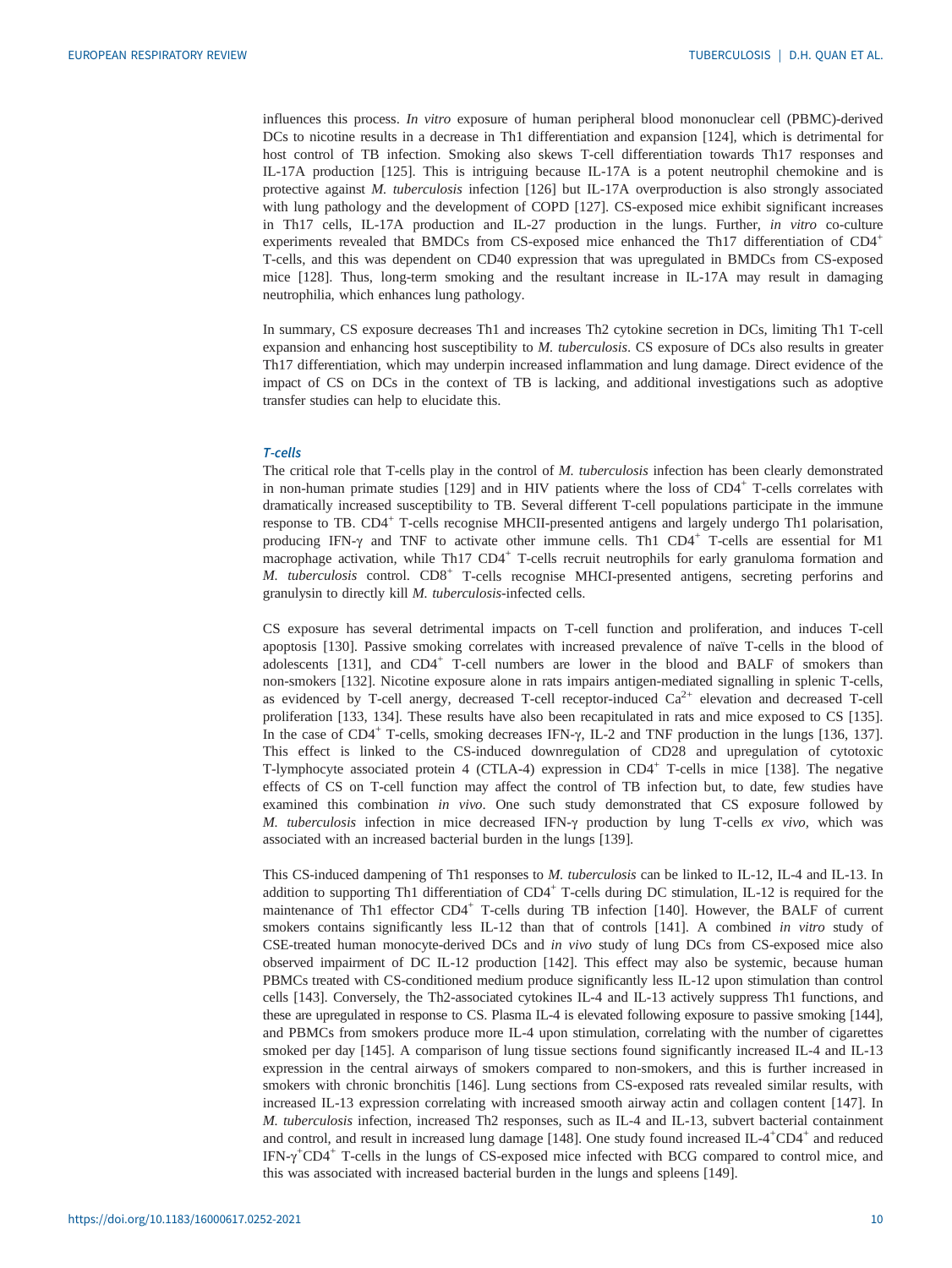influences this process. *In vitro* exposure of human peripheral blood mononuclear cell (PBMC)-derived DCs to nicotine results in a decrease in Th1 differentiation and expansion [124], which is detrimental for host control of TB infection. Smoking also skews T-cell differentiation towards Th17 responses and IL-17A production [125]. This is intriguing because IL-17A is a potent neutrophil chemokine and is protective against *M. tuberculosis* infection [126] but IL-17A overproduction is also strongly associated with lung pathology and the development of COPD [127]. CS-exposed mice exhibit significant increases in Th17 cells, IL-17A production and IL-27 production in the lungs. Further, *in vitro* co-culture experiments revealed that BMDCs from CS-exposed mice enhanced the Th17 differentiation of $CD4^+$ T-cells, and this was dependent on CD40 expression that was upregulated in BMDCs from CS-exposed mice [128]. Thus, long-term smoking and the resultant increase in IL-17A may result in damaging neutrophilia, which enhances lung pathology.

In summary, CS exposure decreases Th1 and increases Th2 cytokine secretion in DCs, limiting Th1 T-cell expansion and enhancing host susceptibility to *M. tuberculosis*. CS exposure of DCs also results in greater Th17 differentiation, which may underpin increased inflammation and lung damage. Direct evidence of the impact of CS on DCs in the context of TB is lacking, and additional investigations such as adoptive transfer studies can help to elucidate this.

### *T-cells*

The critical role that T-cells play in the control of *M. tuberculosis* infection has been clearly demonstrated in non-human primate studies [129] and in HIV patients where the loss of $CD4^+$ T-cells correlates with dramatically increased susceptibility to TB. Several different T-cell populations participate in the immune response to TB. $CD4^+$ T-cells recognise MHCII-presented antigens and largely undergo Th1 polarisation, producing IFN-γ and TNF to activate other immune cells. Th1 $CD4^+$ T-cells are essential for M1 macrophage activation, while Th17 $CD4^+$ T-cells recruit neutrophils for early granuloma formation and *M. tuberculosis* control. $CD8^+$ T-cells recognise MHCI-presented antigens, secreting perforins and granulysin to directly kill *M. tuberculosis*-infected cells.

CS exposure has several detrimental impacts on T-cell function and proliferation, and induces T-cell apoptosis [130]. Passive smoking correlates with increased prevalence of naïve T-cells in the blood of adolescents [131], and $CD4^+$ T-cell numbers are lower in the blood and BALF of smokers than non-smokers [132]. Nicotine exposure alone in rats impairs antigen-mediated signalling in splenic T-cells, as evidenced by T-cell anergy, decreased T-cell receptor-induced $Ca^{2+}$ elevation and decreased T-cell proliferation [133, 134]. These results have also been recapitulated in rats and mice exposed to CS [135]. In the case of $CD4^+$ T-cells, smoking decreases IFN-γ, IL-2 and TNF production in the lungs [136, 137]. This effect is linked to the CS-induced downregulation of CD28 and upregulation of cytotoxic T-lymphocyte associated protein 4 (CTLA-4) expression in $CD4^+$ T-cells in mice [138]. The negative effects of CS on T-cell function may affect the control of TB infection but, to date, few studies have examined this combination *in vivo*. One such study demonstrated that CS exposure followed by *M. tuberculosis* infection in mice decreased IFN-γ production by lung T-cells *ex vivo*, which was associated with an increased bacterial burden in the lungs [139].

This CS-induced dampening of Th1 responses to *M. tuberculosis* can be linked to IL-12, IL-4 and IL-13. In addition to supporting Th1 differentiation of $CD4^+$ T-cells during DC stimulation, IL-12 is required for the maintenance of Th1 effector $CD4^+$ T-cells during TB infection [140]. However, the BALF of current smokers contains significantly less IL-12 than that of controls [141]. A combined *in vitro* study of CSE-treated human monocyte-derived DCs and *in vivo* study of lung DCs from CS-exposed mice also observed impairment of DC IL-12 production [142]. This effect may also be systemic, because human PBMCs treated with CS-conditioned medium produce significantly less IL-12 upon stimulation than control cells [143]. Conversely, the Th2-associated cytokines IL-4 and IL-13 actively suppress Th1 functions, and these are upregulated in response to CS. Plasma IL-4 is elevated following exposure to passive smoking [144], and PBMCs from smokers produce more IL-4 upon stimulation, correlating with the number of cigarettes smoked per day [145]. A comparison of lung tissue sections found significantly increased IL-4 and IL-13 expression in the central airways of smokers compared to non-smokers, and this is further increased in smokers with chronic bronchitis [146]. Lung sections from CS-exposed rats revealed similar results, with increased IL-13 expression correlating with increased smooth airway actin and collagen content [147]. In *M. tuberculosis* infection, increased Th2 responses, such as IL-4 and IL-13, subvert bacterial containment and control, and result in increased lung damage [148]. One study found increased $IL\text{-}4^+CD4^+$ and reduced $IFN\text{-}\gamma^+CD4^+$ T-cells in the lungs of CS-exposed mice infected with BCG compared to control mice, and this was associated with increased bacterial burden in the lungs and spleens [149].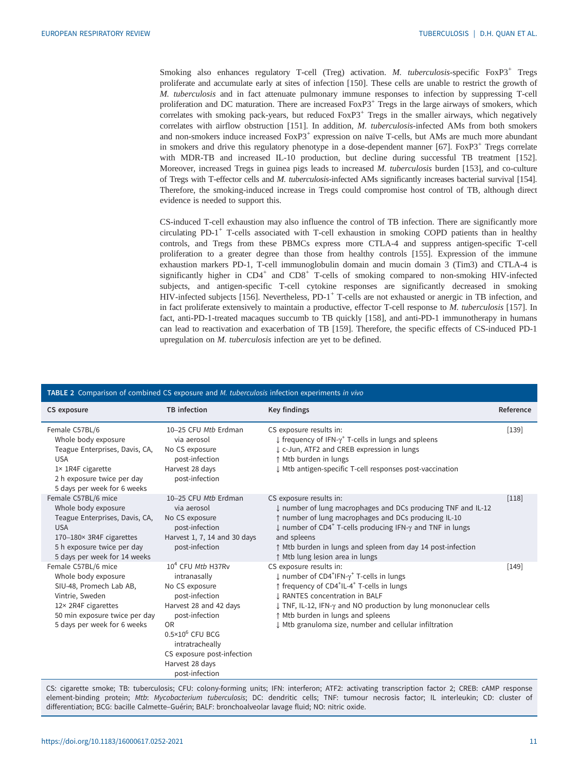Smoking also enhances regulatory T-cell (Treg) activation. *M. tuberculosis*-specific FoxP3$^+$ Tregs proliferate and accumulate early at sites of infection [150]. These cells are unable to restrict the growth of *M. tuberculosis* and in fact attenuate pulmonary immune responses to infection by suppressing T-cell proliferation and DC maturation. There are increased FoxP3$^+$ Tregs in the large airways of smokers, which correlates with smoking pack-years, but reduced FoxP3$^+$ Tregs in the smaller airways, which negatively correlates with airflow obstruction [151]. In addition, *M. tuberculosis*-infected AMs from both smokers and non-smokers induce increased FoxP3$^+$ expression on naïve T-cells, but AMs are much more abundant in smokers and drive this regulatory phenotype in a dose-dependent manner [67]. FoxP3$^+$ Tregs correlate with MDR-TB and increased IL-10 production, but decline during successful TB treatment [152]. Moreover, increased Tregs in guinea pigs leads to increased *M. tuberculosis* burden [153], and co-culture of Tregs with T-effector cells and *M. tuberculosis*-infected AMs significantly increases bacterial survival [154]. Therefore, the smoking-induced increase in Tregs could compromise host control of TB, although direct evidence is needed to support this.

CS-induced T-cell exhaustion may also influence the control of TB infection. There are significantly more circulating PD-1$^+$ T-cells associated with T-cell exhaustion in smoking COPD patients than in healthy controls, and Tregs from these PBMCs express more CTLA-4 and suppress antigen-specific T-cell proliferation to a greater degree than those from healthy controls [155]. Expression of the immune exhaustion markers PD-1, T-cell immunoglobulin domain and mucin domain 3 (Tim3) and CTLA-4 is significantly higher in CD4$^+$ and CD8$^+$ T-cells of smoking compared to non-smoking HIV-infected subjects, and antigen-specific T-cell cytokine responses are significantly decreased in smoking HIV-infected subjects [156]. Nevertheless, PD-1$^+$ T-cells are not exhausted or anergic in TB infection, and in fact proliferate extensively to maintain a productive, effector T-cell response to *M. tuberculosis* [157]. In fact, anti-PD-1-treated macaques succumb to TB quickly [158], and anti-PD-1 immunotherapy in humans can lead to reactivation and exacerbation of TB [159]. Therefore, the specific effects of CS-induced PD-1 upregulation on *M. tuberculosis* infection are yet to be defined.

**TABLE 2** Comparison of combined CS exposure and *M. tuberculosis* infection experiments *in vivo*

| CS exposure | TB infection | Key findings | Reference |
|---|---|---|---|
| Female C57BL/6<br>Whole body exposure<br>Teague Enterprises, Davis, CA, USA<br>1× 1R4F cigarette<br>2 h exposure twice per day<br>5 days per week for 6 weeks | 10–25 CFU *Mtb* Erdman via aerosol<br>No CS exposure post-infection<br>Harvest 28 days post-infection | CS exposure results in:<br>↓ frequency of IFN-$\gamma^+$ T-cells in lungs and spleens<br>↓ c-Jun, ATF2 and CREB expression in lungs<br>↑ Mtb burden in lungs<br>↓ Mtb antigen-specific T-cell responses post-vaccination | [139] |
| Female C57BL/6 mice<br>Whole body exposure<br>Teague Enterprises, Davis, CA, USA<br>170–180× 3R4F cigarettes<br>5 h exposure twice per day<br>5 days per week for 14 weeks | 10–25 CFU *Mtb* Erdman via aerosol<br>No CS exposure post-infection<br>Harvest 1, 7, 14 and 30 days post-infection | CS exposure results in:<br>↓ number of lung macrophages and DCs producing TNF and IL-12<br>↑ number of lung macrophages and DCs producing IL-10<br>↓ number of CD4$^+$ T-cells producing IFN-γ and TNF in lungs and spleens<br>↑ Mtb burden in lungs and spleen from day 14 post-infection<br>↑ Mtb lung lesion area in lungs | [118] |
| Female C57BL/6 mice<br>Whole body exposure<br>SIU-48, Promech Lab AB, Vintrie, Sweden<br>12× 2R4F cigarettes<br>50 min exposure twice per day<br>5 days per week for 6 weeks | $10^4$ CFU *Mtb* H37Rv intranasally<br>No CS exposure post-infection<br>Harvest 28 and 42 days post-infection<br>OR<br>$0.5\times10^6$ CFU BCG intratracheally<br>CS exposure post-infection<br>Harvest 28 days post-infection | CS exposure results in:<br>↓ number of CD4$^+$IFN-$\gamma^+$ T-cells in lungs<br>↑ frequency of CD4$^+$IL-4$^+$ T-cells in lungs<br>↓ RANTES concentration in BALF<br>↓ TNF, IL-12, IFN-γ and NO production by lung mononuclear cells<br>↑ Mtb burden in lungs and spleens<br>↓ Mtb granuloma size, number and cellular infiltration | [149] |

CS: cigarette smoke; TB: tuberculosis; CFU: colony-forming units; IFN: interferon; ATF2: activating transcription factor 2; CREB: cAMP response element-binding protein; *Mtb*: *Mycobacterium tuberculosis*; DC: dendritic cells; TNF: tumour necrosis factor; IL interleukin; CD: cluster of differentiation; BCG: bacille Calmette–Guérin; BALF: bronchoalveolar lavage fluid; NO: nitric oxide.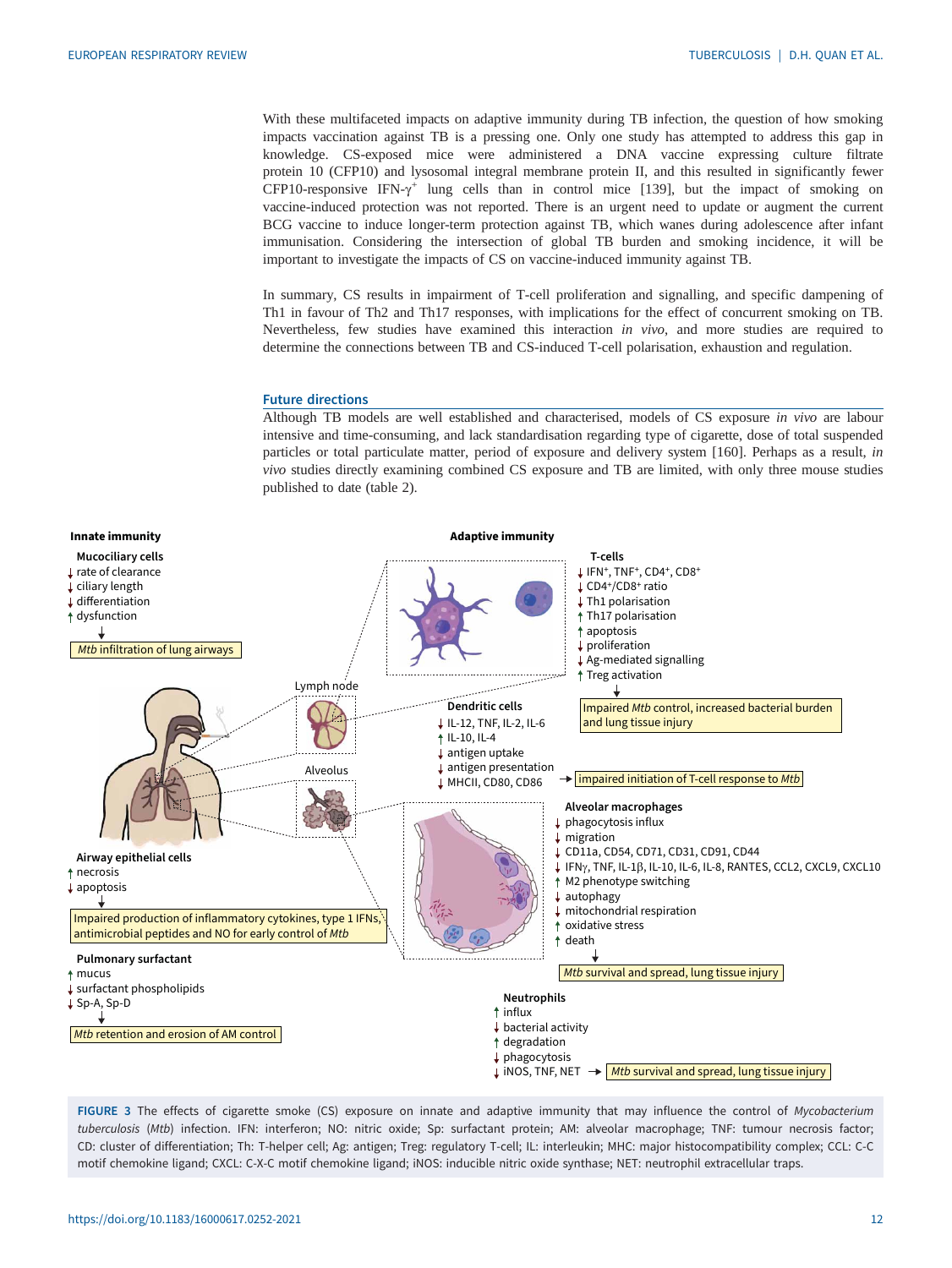With these multifaceted impacts on adaptive immunity during TB infection, the question of how smoking impacts vaccination against TB is a pressing one. Only one study has attempted to address this gap in knowledge. CS-exposed mice were administered a DNA vaccine expressing culture filtrate protein 10 (CFP10) and lysosomal integral membrane protein II, and this resulted in significantly fewer CFP10-responsive IFN-$\gamma^+$ lung cells than in control mice [139], but the impact of smoking on vaccine-induced protection was not reported. There is an urgent need to update or augment the current BCG vaccine to induce longer-term protection against TB, which wanes during adolescence after infant immunisation. Considering the intersection of global TB burden and smoking incidence, it will be important to investigate the impacts of CS on vaccine-induced immunity against TB.

In summary, CS results in impairment of T-cell proliferation and signalling, and specific dampening of Th1 in favour of Th2 and Th17 responses, with implications for the effect of concurrent smoking on TB. Nevertheless, few studies have examined this interaction *in vivo*, and more studies are required to determine the connections between TB and CS-induced T-cell polarisation, exhaustion and regulation.

## Future directions

Although TB models are well established and characterised, models of CS exposure *in vivo* are labour intensive and time-consuming, and lack standardisation regarding type of cigarette, dose of total suspended particles or total particulate matter, period of exposure and delivery system [160]. Perhaps as a result, *in vivo* studies directly examining combined CS exposure and TB are limited, with only three mouse studies published to date (table 2).

FIGURE 3 The effects of cigarette smoke (CS) exposure on innate and adaptive immunity that may influence the control of *Mycobacterium tuberculosis* (*Mtb*) infection. IFN: interferon; NO: nitric oxide; Sp: surfactant protein; AM: alveolar macrophage; TNF: tumour necrosis factor; CD: cluster of differentiation; Th: T-helper cell; Ag: antigen; Treg: regulatory T-cell; IL: interleukin; MHC: major histocompatibility complex; CCL: C-C motif chemokine ligand; CXCL: C-X-C motif chemokine ligand; iNOS: inducible nitric oxide synthase; NET: neutrophil extracellular traps.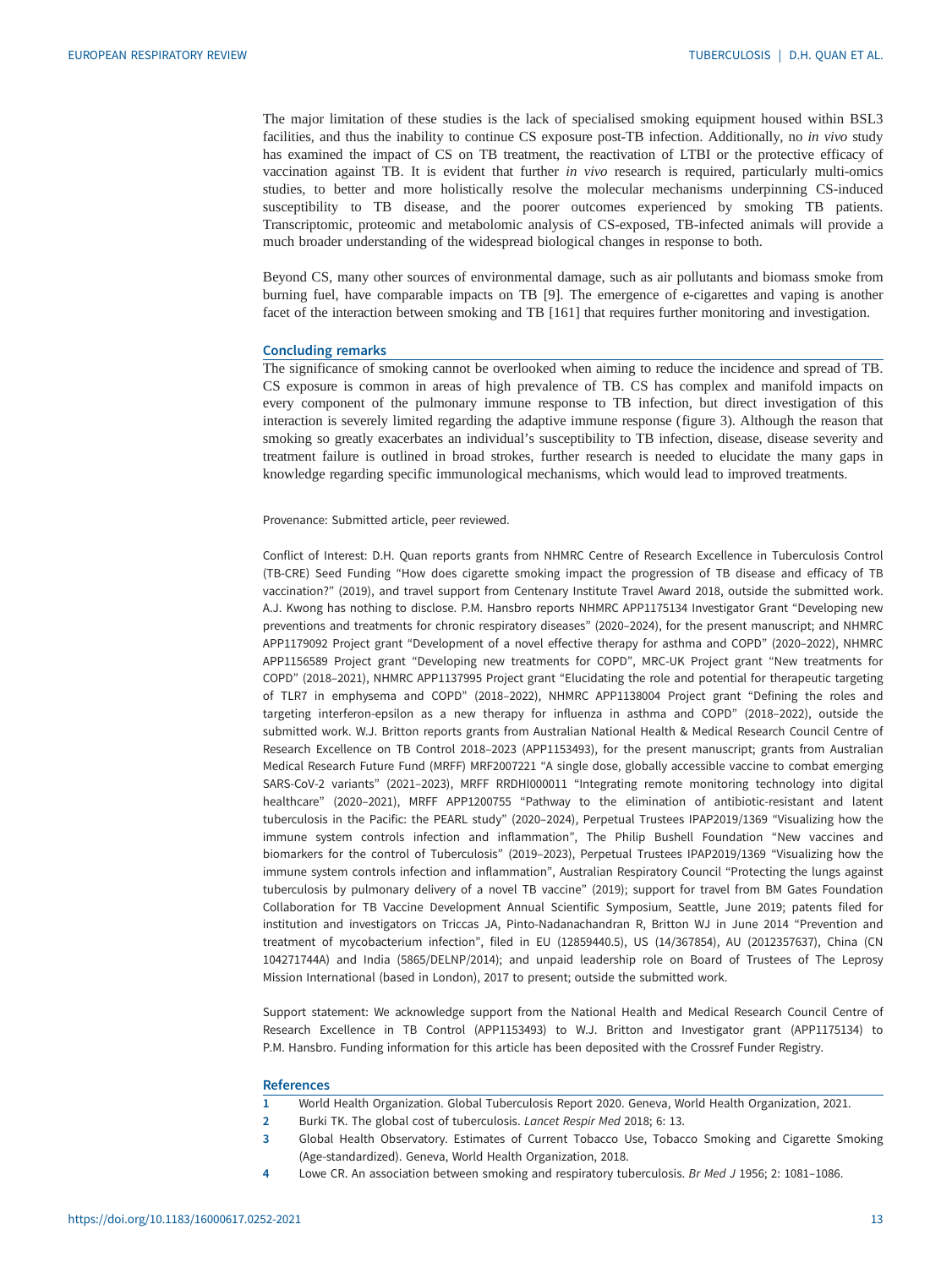The major limitation of these studies is the lack of specialised smoking equipment housed within BSL3 facilities, and thus the inability to continue CS exposure post-TB infection. Additionally, no *in vivo* study has examined the impact of CS on TB treatment, the reactivation of LTBI or the protective efficacy of vaccination against TB. It is evident that further *in vivo* research is required, particularly multi-omics studies, to better and more holistically resolve the molecular mechanisms underpinning CS-induced susceptibility to TB disease, and the poorer outcomes experienced by smoking TB patients. Transcriptomic, proteomic and metabolomic analysis of CS-exposed, TB-infected animals will provide a much broader understanding of the widespread biological changes in response to both.

Beyond CS, many other sources of environmental damage, such as air pollutants and biomass smoke from burning fuel, have comparable impacts on TB [9]. The emergence of e-cigarettes and vaping is another facet of the interaction between smoking and TB [161] that requires further monitoring and investigation.

## Concluding remarks

The significance of smoking cannot be overlooked when aiming to reduce the incidence and spread of TB. CS exposure is common in areas of high prevalence of TB. CS has complex and manifold impacts on every component of the pulmonary immune response to TB infection, but direct investigation of this interaction is severely limited regarding the adaptive immune response (figure 3). Although the reason that smoking so greatly exacerbates an individual's susceptibility to TB infection, disease, disease severity and treatment failure is outlined in broad strokes, further research is needed to elucidate the many gaps in knowledge regarding specific immunological mechanisms, which would lead to improved treatments.

Provenance: Submitted article, peer reviewed.

Conflict of Interest: D.H. Quan reports grants from NHMRC Centre of Research Excellence in Tuberculosis Control (TB-CRE) Seed Funding "How does cigarette smoking impact the progression of TB disease and efficacy of TB vaccination?" (2019), and travel support from Centenary Institute Travel Award 2018, outside the submitted work. A.J. Kwong has nothing to disclose. P.M. Hansbro reports NHMRC APP1175134 Investigator Grant "Developing new preventions and treatments for chronic respiratory diseases" (2020–2024), for the present manuscript; and NHMRC APP1179092 Project grant "Development of a novel effective therapy for asthma and COPD" (2020–2022), NHMRC APP1156589 Project grant "Developing new treatments for COPD", MRC-UK Project grant "New treatments for COPD" (2018–2021), NHMRC APP1137995 Project grant "Elucidating the role and potential for therapeutic targeting of TLR7 in emphysema and COPD" (2018–2022), NHMRC APP1138004 Project grant "Defining the roles and targeting interferon-epsilon as a new therapy for influenza in asthma and COPD" (2018–2022), outside the submitted work. W.J. Britton reports grants from Australian National Health & Medical Research Council Centre of Research Excellence on TB Control 2018–2023 (APP1153493), for the present manuscript; grants from Australian Medical Research Future Fund (MRFF) MRF2007221 "A single dose, globally accessible vaccine to combat emerging SARS-CoV-2 variants" (2021–2023), MRFF RRDHI000011 "Integrating remote monitoring technology into digital healthcare" (2020–2021), MRFF APP1200755 "Pathway to the elimination of antibiotic-resistant and latent tuberculosis in the Pacific: the PEARL study" (2020–2024), Perpetual Trustees IPAP2019/1369 "Visualizing how the immune system controls infection and inflammation", The Philip Bushell Foundation "New vaccines and biomarkers for the control of Tuberculosis" (2019–2023), Perpetual Trustees IPAP2019/1369 "Visualizing how the immune system controls infection and inflammation", Australian Respiratory Council "Protecting the lungs against tuberculosis by pulmonary delivery of a novel TB vaccine" (2019); support for travel from BM Gates Foundation Collaboration for TB Vaccine Development Annual Scientific Symposium, Seattle, June 2019; patents filed for institution and investigators on Triccas JA, Pinto-Nadanachandran R, Britton WJ in June 2014 "Prevention and treatment of mycobacterium infection", filed in EU (12859440.5), US (14/367854), AU (2012357637), China (CN 104271744A) and India (5865/DELNP/2014); and unpaid leadership role on Board of Trustees of The Leprosy Mission International (based in London), 2017 to present; outside the submitted work.

Support statement: We acknowledge support from the National Health and Medical Research Council Centre of Research Excellence in TB Control (APP1153493) to W.J. Britton and Investigator grant (APP1175134) to P.M. Hansbro. Funding information for this article has been deposited with the Crossref Funder Registry.

## References

1. World Health Organization. Global Tuberculosis Report 2020. Geneva, World Health Organization, 2021.
2. Burki TK. The global cost of tuberculosis. *Lancet Respir Med* 2018; 6: 13.
3. Global Health Observatory. Estimates of Current Tobacco Use, Tobacco Smoking and Cigarette Smoking (Age-standardized). Geneva, World Health Organization, 2018.
4. Lowe CR. An association between smoking and respiratory tuberculosis. *Br Med J* 1956; 2: 1081–1086.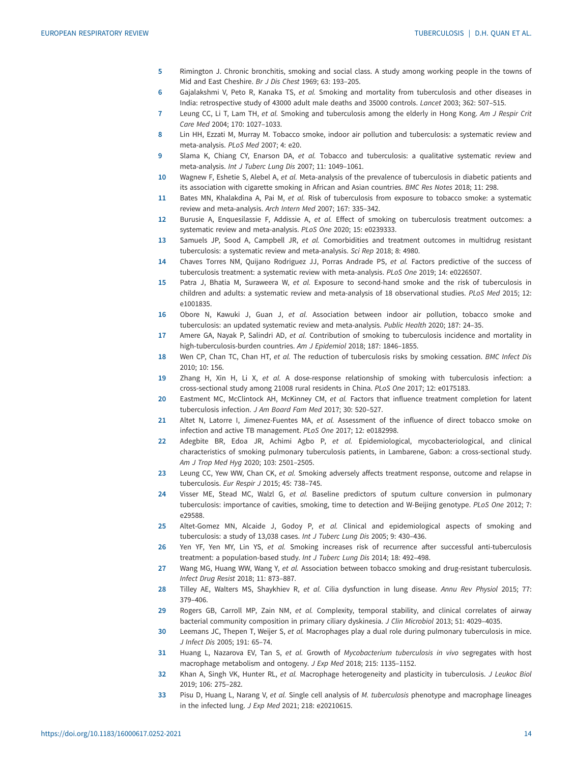5. Rimington J. Chronic bronchitis, smoking and social class. A study among working people in the towns of Mid and East Cheshire. *Br J Dis Chest* 1969; 63: 193–205.
6. Gajalakshmi V, Peto R, Kanaka TS, *et al.* Smoking and mortality from tuberculosis and other diseases in India: retrospective study of 43000 adult male deaths and 35000 controls. *Lancet* 2003; 362: 507–515.
7. Leung CC, Li T, Lam TH, *et al.* Smoking and tuberculosis among the elderly in Hong Kong. *Am J Respir Crit Care Med* 2004; 170: 1027–1033.
8. Lin HH, Ezzati M, Murray M. Tobacco smoke, indoor air pollution and tuberculosis: a systematic review and meta-analysis. *PLoS Med* 2007; 4: e20.
9. Slama K, Chiang CY, Enarson DA, *et al.* Tobacco and tuberculosis: a qualitative systematic review and meta-analysis. *Int J Tuberc Lung Dis* 2007; 11: 1049–1061.
10. Wagnew F, Eshetie S, Alebel A, *et al.* Meta-analysis of the prevalence of tuberculosis in diabetic patients and its association with cigarette smoking in African and Asian countries. *BMC Res Notes* 2018; 11: 298.
11. Bates MN, Khalakdina A, Pai M, *et al.* Risk of tuberculosis from exposure to tobacco smoke: a systematic review and meta-analysis. *Arch Intern Med* 2007; 167: 335–342.
12. Burusie A, Enquesilassie F, Addissie A, *et al.* Effect of smoking on tuberculosis treatment outcomes: a systematic review and meta-analysis. *PLoS One* 2020; 15: e0239333.
13. Samuels JP, Sood A, Campbell JR, *et al.* Comorbidities and treatment outcomes in multidrug resistant tuberculosis: a systematic review and meta-analysis. *Sci Rep* 2018; 8: 4980.
14. Chaves Torres NM, Quijano Rodriguez JJ, Porras Andrade PS, *et al.* Factors predictive of the success of tuberculosis treatment: a systematic review with meta-analysis. *PLoS One* 2019; 14: e0226507.
15. Patra J, Bhatia M, Suraweera W, *et al.* Exposure to second-hand smoke and the risk of tuberculosis in children and adults: a systematic review and meta-analysis of 18 observational studies. *PLoS Med* 2015; 12: e1001835.
16. Obore N, Kawuki J, Guan J, *et al.* Association between indoor air pollution, tobacco smoke and tuberculosis: an updated systematic review and meta-analysis. *Public Health* 2020; 187: 24–35.
17. Amere GA, Nayak P, Salindri AD, *et al.* Contribution of smoking to tuberculosis incidence and mortality in high-tuberculosis-burden countries. *Am J Epidemiol* 2018; 187: 1846–1855.
18. Wen CP, Chan TC, Chan HT, *et al.* The reduction of tuberculosis risks by smoking cessation. *BMC Infect Dis* 2010; 10: 156.
19. Zhang H, Xin H, Li X, *et al.* A dose-response relationship of smoking with tuberculosis infection: a cross-sectional study among 21008 rural residents in China. *PLoS One* 2017; 12: e0175183.
20. Eastment MC, McClintock AH, McKinney CM, *et al.* Factors that influence treatment completion for latent tuberculosis infection. *J Am Board Fam Med* 2017; 30: 520–527.
21. Altet N, Latorre I, Jimenez-Fuentes MA, *et al.* Assessment of the influence of direct tobacco smoke on infection and active TB management. *PLoS One* 2017; 12: e0182998.
22. Adegbite BR, Edoa JR, Achimi Agbo P, *et al.* Epidemiological, mycobacteriological, and clinical characteristics of smoking pulmonary tuberculosis patients, in Lambarene, Gabon: a cross-sectional study. *Am J Trop Med Hyg* 2020; 103: 2501–2505.
23. Leung CC, Yew WW, Chan CK, *et al.* Smoking adversely affects treatment response, outcome and relapse in tuberculosis. *Eur Respir J* 2015; 45: 738–745.
24. Visser ME, Stead MC, Walzl G, *et al.* Baseline predictors of sputum culture conversion in pulmonary tuberculosis: importance of cavities, smoking, time to detection and W-Beijing genotype. *PLoS One* 2012; 7: e29588.
25. Altet-Gomez MN, Alcaide J, Godoy P, *et al.* Clinical and epidemiological aspects of smoking and tuberculosis: a study of 13,038 cases. *Int J Tuberc Lung Dis* 2005; 9: 430–436.
26. Yen YF, Yen MY, Lin YS, *et al.* Smoking increases risk of recurrence after successful anti-tuberculosis treatment: a population-based study. *Int J Tuberc Lung Dis* 2014; 18: 492–498.
27. Wang MG, Huang WW, Wang Y, *et al.* Association between tobacco smoking and drug-resistant tuberculosis. *Infect Drug Resist* 2018; 11: 873–887.
28. Tilley AE, Walters MS, Shaykhiev R, *et al.* Cilia dysfunction in lung disease. *Annu Rev Physiol* 2015; 77: 379–406.
29. Rogers GB, Carroll MP, Zain NM, *et al.* Complexity, temporal stability, and clinical correlates of airway bacterial community composition in primary ciliary dyskinesia. *J Clin Microbiol* 2013; 51: 4029–4035.
30. Leemans JC, Thepen T, Weijer S, *et al.* Macrophages play a dual role during pulmonary tuberculosis in mice. *J Infect Dis* 2005; 191: 65–74.
31. Huang L, Nazarova EV, Tan S, *et al.* Growth of *Mycobacterium tuberculosis in vivo* segregates with host macrophage metabolism and ontogeny. *J Exp Med* 2018; 215: 1135–1152.
32. Khan A, Singh VK, Hunter RL, *et al.* Macrophage heterogeneity and plasticity in tuberculosis. *J Leukoc Biol* 2019; 106: 275–282.
33. Pisu D, Huang L, Narang V, *et al.* Single cell analysis of *M. tuberculosis* phenotype and macrophage lineages in the infected lung. *J Exp Med* 2021; 218: e20210615.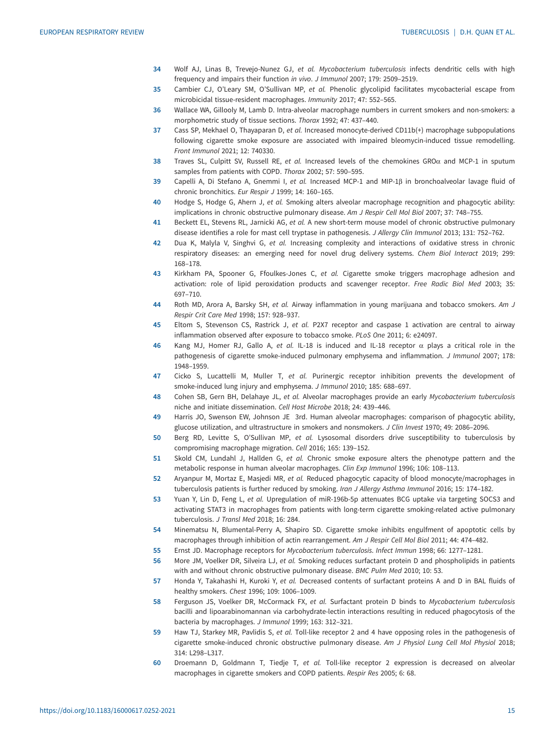34 Wolf AJ, Linas B, Trevejo-Nunez GJ, *et al.* *Mycobacterium tuberculosis* infects dendritic cells with high frequency and impairs their function *in vivo*. *J Immunol* 2007; 179: 2509–2519.

35 Cambier CJ, O'Leary SM, O'Sullivan MP, *et al.* Phenolic glycolipid facilitates mycobacterial escape from microbicidal tissue-resident macrophages. *Immunity* 2017; 47: 552–565.

36 Wallace WA, Gillooly M, Lamb D. Intra-alveolar macrophage numbers in current smokers and non-smokers: a morphometric study of tissue sections. *Thorax* 1992; 47: 437–440.

37 Cass SP, Mekhael O, Thayaparan D, *et al.* Increased monocyte-derived CD11b(+) macrophage subpopulations following cigarette smoke exposure are associated with impaired bleomycin-induced tissue remodelling. *Front Immunol* 2021; 12: 740330.

38 Traves SL, Culpitt SV, Russell RE, *et al.* Increased levels of the chemokines GROα and MCP-1 in sputum samples from patients with COPD. *Thorax* 2002; 57: 590–595.

39 Capelli A, Di Stefano A, Gnemmi I, *et al.* Increased MCP-1 and MIP-1β in bronchoalveolar lavage fluid of chronic bronchitics. *Eur Respir J* 1999; 14: 160–165.

40 Hodge S, Hodge G, Ahern J, *et al.* Smoking alters alveolar macrophage recognition and phagocytic ability: implications in chronic obstructive pulmonary disease. *Am J Respir Cell Mol Biol* 2007; 37: 748–755.

41 Beckett EL, Stevens RL, Jarnicki AG, *et al.* A new short-term mouse model of chronic obstructive pulmonary disease identifies a role for mast cell tryptase in pathogenesis. *J Allergy Clin Immunol* 2013; 131: 752–762.

42 Dua K, Malyla V, Singhvi G, *et al.* Increasing complexity and interactions of oxidative stress in chronic respiratory diseases: an emerging need for novel drug delivery systems. *Chem Biol Interact* 2019; 299: 168–178.

43 Kirkham PA, Spooner G, Ffoulkes-Jones C, *et al.* Cigarette smoke triggers macrophage adhesion and activation: role of lipid peroxidation products and scavenger receptor. *Free Radic Biol Med* 2003; 35: 697–710.

44 Roth MD, Arora A, Barsky SH, *et al.* Airway inflammation in young marijuana and tobacco smokers. *Am J Respir Crit Care Med* 1998; 157: 928–937.

45 Eltom S, Stevenson CS, Rastrick J, *et al.* P2X7 receptor and caspase 1 activation are central to airway inflammation observed after exposure to tobacco smoke. *PLoS One* 2011; 6: e24097.

46 Kang MJ, Homer RJ, Gallo A, *et al.* IL-18 is induced and IL-18 receptor α plays a critical role in the pathogenesis of cigarette smoke-induced pulmonary emphysema and inflammation. *J Immunol* 2007; 178: 1948–1959.

47 Cicko S, Lucattelli M, Muller T, *et al.* Purinergic receptor inhibition prevents the development of smoke-induced lung injury and emphysema. *J Immunol* 2010; 185: 688–697.

48 Cohen SB, Gern BH, Delahaye JL, *et al.* Alveolar macrophages provide an early *Mycobacterium tuberculosis* niche and initiate dissemination. *Cell Host Microbe* 2018; 24: 439–446.

49 Harris JO, Swenson EW, Johnson JE 3rd. Human alveolar macrophages: comparison of phagocytic ability, glucose utilization, and ultrastructure in smokers and nonsmokers. *J Clin Invest* 1970; 49: 2086–2096.

50 Berg RD, Levitte S, O'Sullivan MP, *et al.* Lysosomal disorders drive susceptibility to tuberculosis by compromising macrophage migration. *Cell* 2016; 165: 139–152.

51 Skold CM, Lundahl J, Hallden G, *et al.* Chronic smoke exposure alters the phenotype pattern and the metabolic response in human alveolar macrophages. *Clin Exp Immunol* 1996; 106: 108–113.

52 Aryanpur M, Mortaz E, Masjedi MR, *et al.* Reduced phagocytic capacity of blood monocyte/macrophages in tuberculosis patients is further reduced by smoking. *Iran J Allergy Asthma Immunol* 2016; 15: 174–182.

53 Yuan Y, Lin D, Feng L, *et al.* Upregulation of miR-196b-5p attenuates BCG uptake via targeting SOCS3 and activating STAT3 in macrophages from patients with long-term cigarette smoking-related active pulmonary tuberculosis. *J Transl Med* 2018; 16: 284.

54 Minematsu N, Blumental-Perry A, Shapiro SD. Cigarette smoke inhibits engulfment of apoptotic cells by macrophages through inhibition of actin rearrangement. *Am J Respir Cell Mol Biol* 2011; 44: 474–482.

55 Ernst JD. Macrophage receptors for *Mycobacterium tuberculosis*. *Infect Immun* 1998; 66: 1277–1281.

56 More JM, Voelker DR, Silveira LJ, *et al.* Smoking reduces surfactant protein D and phospholipids in patients with and without chronic obstructive pulmonary disease. *BMC Pulm Med* 2010; 10: 53.

57 Honda Y, Takahashi H, Kuroki Y, *et al.* Decreased contents of surfactant proteins A and D in BAL fluids of healthy smokers. *Chest* 1996; 109: 1006–1009.

58 Ferguson JS, Voelker DR, McCormack FX, *et al.* Surfactant protein D binds to *Mycobacterium tuberculosis* bacilli and lipoarabinomannan *via* carbohydrate-lectin interactions resulting in reduced phagocytosis of the bacteria by macrophages. *J Immunol* 1999; 163: 312–321.

59 Haw TJ, Starkey MR, Pavlidis S, *et al.* Toll-like receptor 2 and 4 have opposing roles in the pathogenesis of cigarette smoke-induced chronic obstructive pulmonary disease. *Am J Physiol Lung Cell Mol Physiol* 2018; 314: L298–L317.

60 Droemann D, Goldmann T, Tiedje T, *et al.* Toll-like receptor 2 expression is decreased on alveolar macrophages in cigarette smokers and COPD patients. *Respir Res* 2005; 6: 68.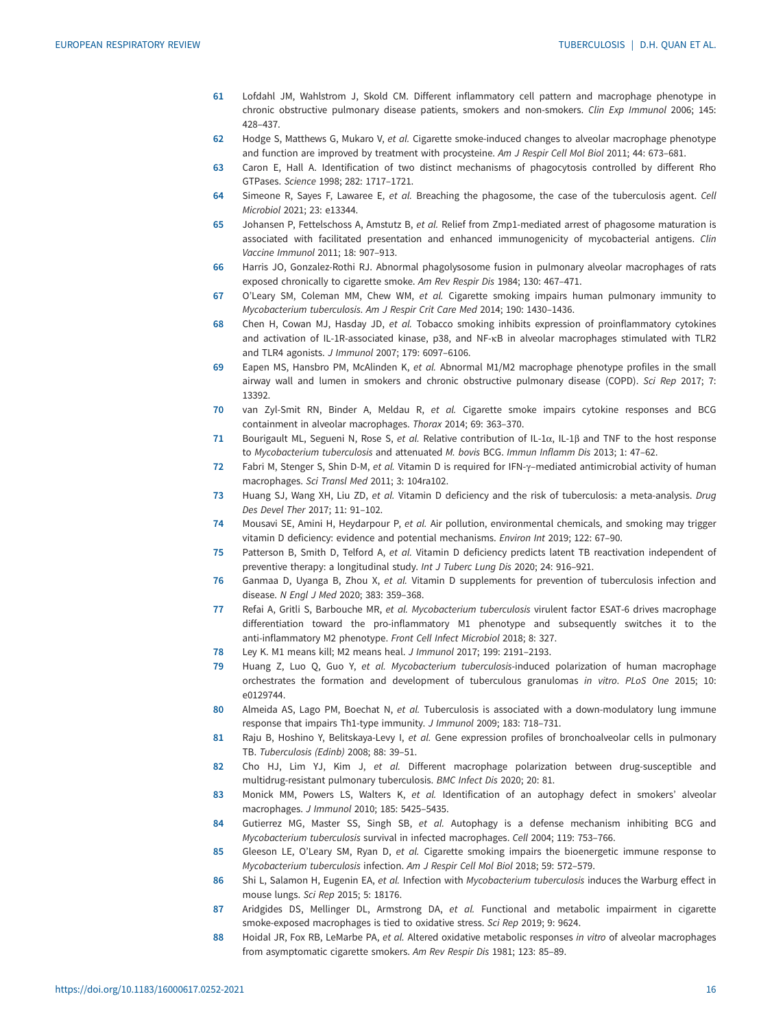61 Lofdahl JM, Wahlstrom J, Skold CM. Different inflammatory cell pattern and macrophage phenotype in chronic obstructive pulmonary disease patients, smokers and non-smokers. *Clin Exp Immunol* 2006; 145: 428–437.

62 Hodge S, Matthews G, Mukaro V, *et al.* Cigarette smoke-induced changes to alveolar macrophage phenotype and function are improved by treatment with procysteine. *Am J Respir Cell Mol Biol* 2011; 44: 673–681.

63 Caron E, Hall A. Identification of two distinct mechanisms of phagocytosis controlled by different Rho GTPases. *Science* 1998; 282: 1717–1721.

64 Simeone R, Sayes F, Lawaree E, *et al.* Breaching the phagosome, the case of the tuberculosis agent. *Cell Microbiol* 2021; 23: e13344.

65 Johansen P, Fettelschoss A, Amstutz B, *et al.* Relief from Zmp1-mediated arrest of phagosome maturation is associated with facilitated presentation and enhanced immunogenicity of mycobacterial antigens. *Clin Vaccine Immunol* 2011; 18: 907–913.

66 Harris JO, Gonzalez-Rothi RJ. Abnormal phagolysosome fusion in pulmonary alveolar macrophages of rats exposed chronically to cigarette smoke. *Am Rev Respir Dis* 1984; 130: 467–471.

67 O'Leary SM, Coleman MM, Chew WM, *et al.* Cigarette smoking impairs human pulmonary immunity to *Mycobacterium tuberculosis*. *Am J Respir Crit Care Med* 2014; 190: 1430–1436.

68 Chen H, Cowan MJ, Hasday JD, *et al.* Tobacco smoking inhibits expression of proinflammatory cytokines and activation of IL-1R-associated kinase, p38, and NF-κB in alveolar macrophages stimulated with TLR2 and TLR4 agonists. *J Immunol* 2007; 179: 6097–6106.

69 Eapen MS, Hansbro PM, McAlinden K, *et al.* Abnormal M1/M2 macrophage phenotype profiles in the small airway wall and lumen in smokers and chronic obstructive pulmonary disease (COPD). *Sci Rep* 2017; 7: 13392.

70 van Zyl-Smit RN, Binder A, Meldau R, *et al.* Cigarette smoke impairs cytokine responses and BCG containment in alveolar macrophages. *Thorax* 2014; 69: 363–370.

71 Bourigault ML, Segueni N, Rose S, *et al.* Relative contribution of IL-1α, IL-1β and TNF to the host response to *Mycobacterium tuberculosis* and attenuated *M. bovis* BCG. *Immun Inflamm Dis* 2013; 1: 47–62.

72 Fabri M, Stenger S, Shin D-M, *et al.* Vitamin D is required for IFN-γ–mediated antimicrobial activity of human macrophages. *Sci Transl Med* 2011; 3: 104ra102.

73 Huang SJ, Wang XH, Liu ZD, *et al.* Vitamin D deficiency and the risk of tuberculosis: a meta-analysis. *Drug Des Devel Ther* 2017; 11: 91–102.

74 Mousavi SE, Amini H, Heydarpour P, *et al.* Air pollution, environmental chemicals, and smoking may trigger vitamin D deficiency: evidence and potential mechanisms. *Environ Int* 2019; 122: 67–90.

75 Patterson B, Smith D, Telford A, *et al.* Vitamin D deficiency predicts latent TB reactivation independent of preventive therapy: a longitudinal study. *Int J Tuberc Lung Dis* 2020; 24: 916–921.

76 Ganmaa D, Uyanga B, Zhou X, *et al.* Vitamin D supplements for prevention of tuberculosis infection and disease. *N Engl J Med* 2020; 383: 359–368.

77 Refai A, Gritli S, Barbouche MR, *et al.* *Mycobacterium tuberculosis* virulent factor ESAT-6 drives macrophage differentiation toward the pro-inflammatory M1 phenotype and subsequently switches it to the anti-inflammatory M2 phenotype. *Front Cell Infect Microbiol* 2018; 8: 327.

78 Ley K. M1 means kill; M2 means heal. *J Immunol* 2017; 199: 2191–2193.

79 Huang Z, Luo Q, Guo Y, *et al.* *Mycobacterium tuberculosis*-induced polarization of human macrophage orchestrates the formation and development of tuberculous granulomas *in vitro*. *PLoS One* 2015; 10: e0129744.

80 Almeida AS, Lago PM, Boechat N, *et al.* Tuberculosis is associated with a down-modulatory lung immune response that impairs Th1-type immunity. *J Immunol* 2009; 183: 718–731.

81 Raju B, Hoshino Y, Belitskaya-Levy I, *et al.* Gene expression profiles of bronchoalveolar cells in pulmonary TB. *Tuberculosis (Edinb)* 2008; 88: 39–51.

82 Cho HJ, Lim YJ, Kim J, *et al.* Different macrophage polarization between drug-susceptible and multidrug-resistant pulmonary tuberculosis. *BMC Infect Dis* 2020; 20: 81.

83 Monick MM, Powers LS, Walters K, *et al.* Identification of an autophagy defect in smokers' alveolar macrophages. *J Immunol* 2010; 185: 5425–5435.

84 Gutierrez MG, Master SS, Singh SB, *et al.* Autophagy is a defense mechanism inhibiting BCG and *Mycobacterium tuberculosis* survival in infected macrophages. *Cell* 2004; 119: 753–766.

85 Gleeson LE, O'Leary SM, Ryan D, *et al.* Cigarette smoking impairs the bioenergetic immune response to *Mycobacterium tuberculosis* infection. *Am J Respir Cell Mol Biol* 2018; 59: 572–579.

86 Shi L, Salamon H, Eugenin EA, *et al.* Infection with *Mycobacterium tuberculosis* induces the Warburg effect in mouse lungs. *Sci Rep* 2015; 5: 18176.

87 Aridgides DS, Mellinger DL, Armstrong DA, *et al.* Functional and metabolic impairment in cigarette smoke-exposed macrophages is tied to oxidative stress. *Sci Rep* 2019; 9: 9624.

88 Hoidal JR, Fox RB, LeMarbe PA, *et al.* Altered oxidative metabolic responses *in vitro* of alveolar macrophages from asymptomatic cigarette smokers. *Am Rev Respir Dis* 1981; 123: 85–89.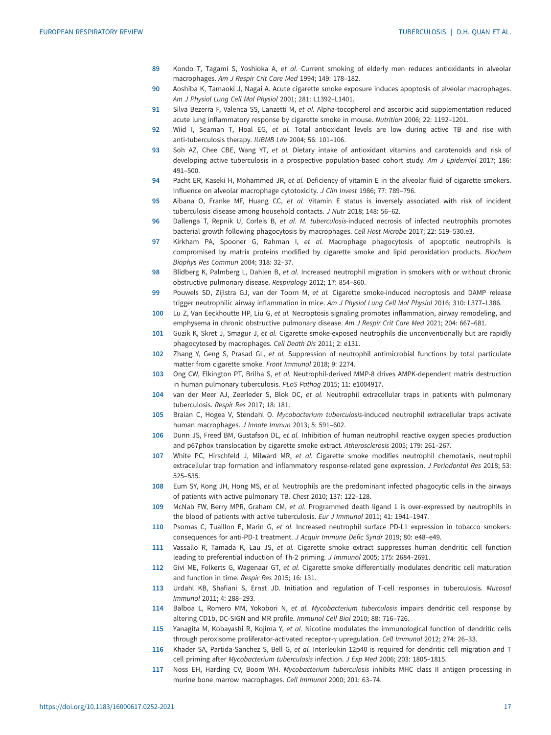89 Kondo T, Tagami S, Yoshioka A, *et al.* Current smoking of elderly men reduces antioxidants in alveolar macrophages. *Am J Respir Crit Care Med* 1994; 149: 178–182.

90 Aoshiba K, Tamaoki J, Nagai A. Acute cigarette smoke exposure induces apoptosis of alveolar macrophages. *Am J Physiol Lung Cell Mol Physiol* 2001; 281: L1392–L1401.

91 Silva Bezerra F, Valenca SS, Lanzetti M, *et al.* Alpha-tocopherol and ascorbic acid supplementation reduced acute lung inflammatory response by cigarette smoke in mouse. *Nutrition* 2006; 22: 1192–1201.

92 Wiid I, Seaman T, Hoal EG, *et al.* Total antioxidant levels are low during active TB and rise with anti-tuberculosis therapy. *IUBMB Life* 2004; 56: 101–106.

93 Soh AZ, Chee CBE, Wang YT, *et al.* Dietary intake of antioxidant vitamins and carotenoids and risk of developing active tuberculosis in a prospective population-based cohort study. *Am J Epidemiol* 2017; 186: 491–500.

94 Pacht ER, Kaseki H, Mohammed JR, *et al.* Deficiency of vitamin E in the alveolar fluid of cigarette smokers. Influence on alveolar macrophage cytotoxicity. *J Clin Invest* 1986; 77: 789–796.

95 Aibana O, Franke MF, Huang CC, *et al.* Vitamin E status is inversely associated with risk of incident tuberculosis disease among household contacts. *J Nutr* 2018; 148: 56–62.

96 Dallenga T, Repnik U, Corleis B, *et al. M. tuberculosis*-induced necrosis of infected neutrophils promotes bacterial growth following phagocytosis by macrophages. *Cell Host Microbe* 2017; 22: 519–530.e3.

97 Kirkham PA, Spooner G, Rahman I, *et al.* Macrophage phagocytosis of apoptotic neutrophils is compromised by matrix proteins modified by cigarette smoke and lipid peroxidation products. *Biochem Biophys Res Commun* 2004; 318: 32–37.

98 Blidberg K, Palmberg L, Dahlen B, *et al.* Increased neutrophil migration in smokers with or without chronic obstructive pulmonary disease. *Respirology* 2012; 17: 854–860.

99 Pouwels SD, Zijlstra GJ, van der Toorn M, *et al.* Cigarette smoke-induced necroptosis and DAMP release trigger neutrophilic airway inflammation in mice. *Am J Physiol Lung Cell Mol Physiol* 2016; 310: L377–L386.

100 Lu Z, Van Eeckhoutte HP, Liu G, *et al.* Necroptosis signaling promotes inflammation, airway remodeling, and emphysema in chronic obstructive pulmonary disease. *Am J Respir Crit Care Med* 2021; 204: 667–681.

101 Guzik K, Skret J, Smagur J, *et al.* Cigarette smoke-exposed neutrophils die unconventionally but are rapidly phagocytosed by macrophages. *Cell Death Dis* 2011; 2: e131.

102 Zhang Y, Geng S, Prasad GL, *et al.* Suppression of neutrophil antimicrobial functions by total particulate matter from cigarette smoke. *Front Immunol* 2018; 9: 2274.

103 Ong CW, Elkington PT, Brilha S, *et al.* Neutrophil-derived MMP-8 drives AMPK-dependent matrix destruction in human pulmonary tuberculosis. *PLoS Pathog* 2015; 11: e1004917.

104 van der Meer AJ, Zeerleder S, Blok DC, *et al.* Neutrophil extracellular traps in patients with pulmonary tuberculosis. *Respir Res* 2017; 18: 181.

105 Braian C, Hogea V, Stendahl O. *Mycobacterium tuberculosis*-induced neutrophil extracellular traps activate human macrophages. *J Innate Immun* 2013; 5: 591–602.

106 Dunn JS, Freed BM, Gustafson DL, *et al.* Inhibition of human neutrophil reactive oxygen species production and p67phox translocation by cigarette smoke extract. *Atherosclerosis* 2005; 179: 261–267.

107 White PC, Hirschfeld J, Milward MR, *et al.* Cigarette smoke modifies neutrophil chemotaxis, neutrophil extracellular trap formation and inflammatory response-related gene expression. *J Periodontal Res* 2018; 53: 525–535.

108 Eum SY, Kong JH, Hong MS, *et al.* Neutrophils are the predominant infected phagocytic cells in the airways of patients with active pulmonary TB. *Chest* 2010; 137: 122–128.

109 McNab FW, Berry MPR, Graham CM, *et al.* Programmed death ligand 1 is over-expressed by neutrophils in the blood of patients with active tuberculosis. *Eur J Immunol* 2011; 41: 1941–1947.

110 Psomas C, Tuaillon E, Marin G, *et al.* Increased neutrophil surface PD-L1 expression in tobacco smokers: consequences for anti-PD-1 treatment. *J Acquir Immune Defic Syndr* 2019; 80: e48–e49.

111 Vassallo R, Tamada K, Lau JS, *et al.* Cigarette smoke extract suppresses human dendritic cell function leading to preferential induction of Th-2 priming. *J Immunol* 2005; 175: 2684–2691.

112 Givi ME, Folkerts G, Wagenaar GT, *et al.* Cigarette smoke differentially modulates dendritic cell maturation and function in time. *Respir Res* 2015; 16: 131.

113 Urdahl KB, Shafiani S, Ernst JD. Initiation and regulation of T-cell responses in tuberculosis. *Mucosal Immunol* 2011; 4: 288–293.

114 Balboa L, Romero MM, Yokobori N, *et al. Mycobacterium tuberculosis* impairs dendritic cell response by altering CD1b, DC-SIGN and MR profile. *Immunol Cell Biol* 2010; 88: 716–726.

115 Yanagita M, Kobayashi R, Kojima Y, *et al.* Nicotine modulates the immunological function of dendritic cells through peroxisome proliferator-activated receptor-γ upregulation. *Cell Immunol* 2012; 274: 26–33.

116 Khader SA, Partida-Sanchez S, Bell G, *et al.* Interleukin 12p40 is required for dendritic cell migration and T cell priming after *Mycobacterium tuberculosis* infection. *J Exp Med* 2006; 203: 1805–1815.

117 Noss EH, Harding CV, Boom WH. *Mycobacterium tuberculosis* inhibits MHC class II antigen processing in murine bone marrow macrophages. *Cell Immunol* 2000; 201: 63–74.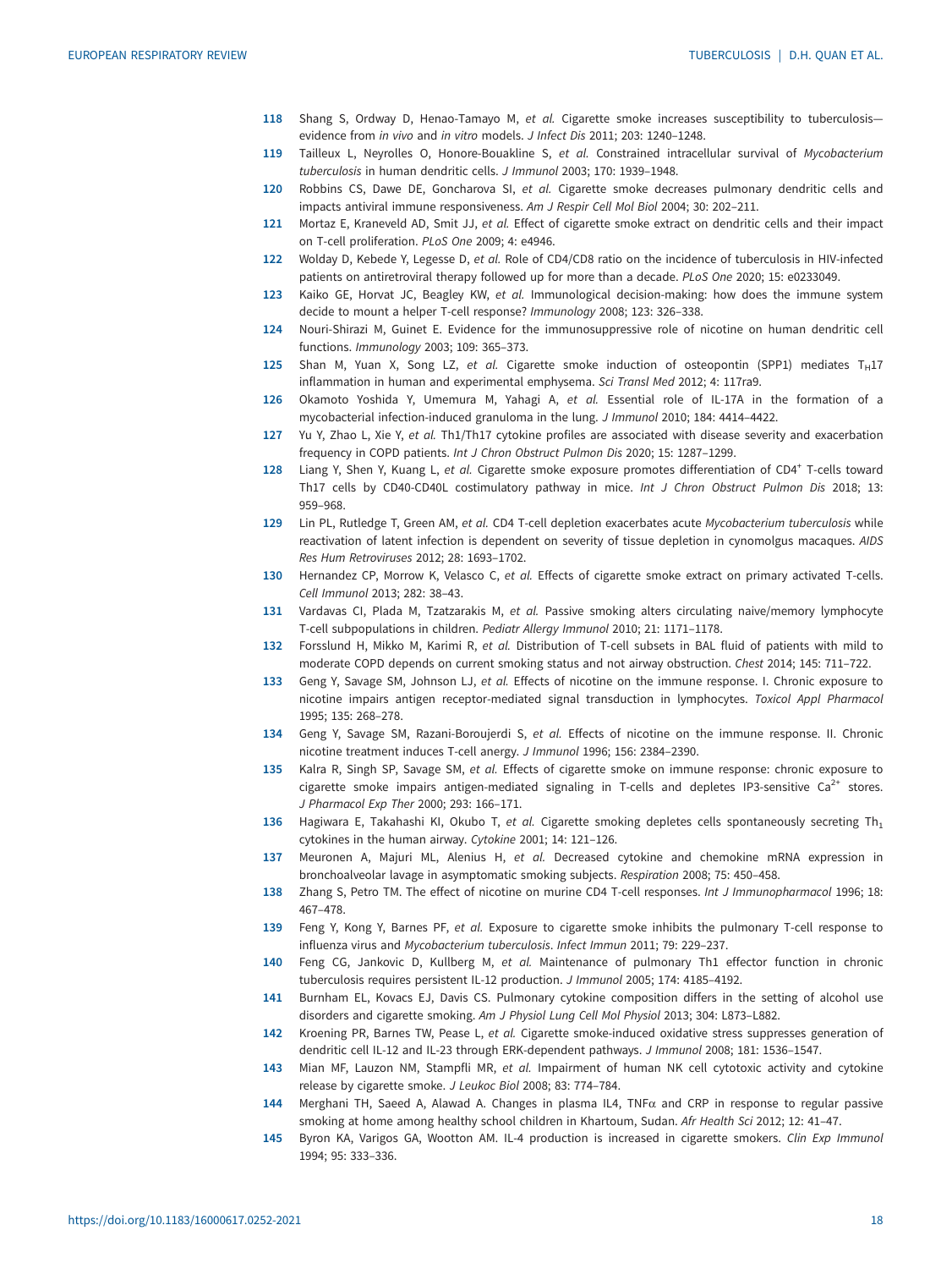118 Shang S, Ordway D, Henao-Tamayo M, *et al.* Cigarette smoke increases susceptibility to tuberculosis—evidence from *in vivo* and *in vitro* models. *J Infect Dis* 2011; 203: 1240–1248.

119 Tailleux L, Neyrolles O, Honore-Bouakline S, *et al.* Constrained intracellular survival of *Mycobacterium tuberculosis* in human dendritic cells. *J Immunol* 2003; 170: 1939–1948.

120 Robbins CS, Dawe DE, Goncharova SI, *et al.* Cigarette smoke decreases pulmonary dendritic cells and impacts antiviral immune responsiveness. *Am J Respir Cell Mol Biol* 2004; 30: 202–211.

121 Mortaz E, Kraneveld AD, Smit JJ, *et al.* Effect of cigarette smoke extract on dendritic cells and their impact on T-cell proliferation. *PLoS One* 2009; 4: e4946.

122 Wolday D, Kebede Y, Legesse D, *et al.* Role of CD4/CD8 ratio on the incidence of tuberculosis in HIV-infected patients on antiretroviral therapy followed up for more than a decade. *PLoS One* 2020; 15: e0233049.

123 Kaiko GE, Horvat JC, Beagley KW, *et al.* Immunological decision-making: how does the immune system decide to mount a helper T-cell response? *Immunology* 2008; 123: 326–338.

124 Nouri-Shirazi M, Guinet E. Evidence for the immunosuppressive role of nicotine on human dendritic cell functions. *Immunology* 2003; 109: 365–373.

125 Shan M, Yuan X, Song LZ, *et al.* Cigarette smoke induction of osteopontin (SPP1) mediates $T_H17$ inflammation in human and experimental emphysema. *Sci Transl Med* 2012; 4: 117ra9.

126 Okamoto Yoshida Y, Umemura M, Yahagi A, *et al.* Essential role of IL-17A in the formation of a mycobacterial infection-induced granuloma in the lung. *J Immunol* 2010; 184: 4414–4422.

127 Yu Y, Zhao L, Xie Y, *et al.* Th1/Th17 cytokine profiles are associated with disease severity and exacerbation frequency in COPD patients. *Int J Chron Obstruct Pulmon Dis* 2020; 15: 1287–1299.

128 Liang Y, Shen Y, Kuang L, *et al.* Cigarette smoke exposure promotes differentiation of $CD4^+$ T-cells toward Th17 cells by CD40-CD40L costimulatory pathway in mice. *Int J Chron Obstruct Pulmon Dis* 2018; 13: 959–968.

129 Lin PL, Rutledge T, Green AM, *et al.* CD4 T-cell depletion exacerbates acute *Mycobacterium tuberculosis* while reactivation of latent infection is dependent on severity of tissue depletion in cynomolgus macaques. *AIDS Res Hum Retroviruses* 2012; 28: 1693–1702.

130 Hernandez CP, Morrow K, Velasco C, *et al.* Effects of cigarette smoke extract on primary activated T-cells. *Cell Immunol* 2013; 282: 38–43.

131 Vardavas CI, Plada M, Tzatzarakis M, *et al.* Passive smoking alters circulating naive/memory lymphocyte T-cell subpopulations in children. *Pediatr Allergy Immunol* 2010; 21: 1171–1178.

132 Forsslund H, Mikko M, Karimi R, *et al.* Distribution of T-cell subsets in BAL fluid of patients with mild to moderate COPD depends on current smoking status and not airway obstruction. *Chest* 2014; 145: 711–722.

133 Geng Y, Savage SM, Johnson LJ, *et al.* Effects of nicotine on the immune response. I. Chronic exposure to nicotine impairs antigen receptor-mediated signal transduction in lymphocytes. *Toxicol Appl Pharmacol* 1995; 135: 268–278.

134 Geng Y, Savage SM, Razani-Boroujerdi S, *et al.* Effects of nicotine on the immune response. II. Chronic nicotine treatment induces T-cell anergy. *J Immunol* 1996; 156: 2384–2390.

135 Kalra R, Singh SP, Savage SM, *et al.* Effects of cigarette smoke on immune response: chronic exposure to cigarette smoke impairs antigen-mediated signaling in T-cells and depletes IP3-sensitive $Ca^{2+}$ stores. *J Pharmacol Exp Ther* 2000; 293: 166–171.

136 Hagiwara E, Takahashi KI, Okubo T, *et al.* Cigarette smoking depletes cells spontaneously secreting $Th_1$ cytokines in the human airway. *Cytokine* 2001; 14: 121–126.

137 Meuronen A, Majuri ML, Alenius H, *et al.* Decreased cytokine and chemokine mRNA expression in bronchoalveolar lavage in asymptomatic smoking subjects. *Respiration* 2008; 75: 450–458.

138 Zhang S, Petro TM. The effect of nicotine on murine CD4 T-cell responses. *Int J Immunopharmacol* 1996; 18: 467–478.

139 Feng Y, Kong Y, Barnes PF, *et al.* Exposure to cigarette smoke inhibits the pulmonary T-cell response to influenza virus and *Mycobacterium tuberculosis*. *Infect Immun* 2011; 79: 229–237.

140 Feng CG, Jankovic D, Kullberg M, *et al.* Maintenance of pulmonary Th1 effector function in chronic tuberculosis requires persistent IL-12 production. *J Immunol* 2005; 174: 4185–4192.

141 Burnham EL, Kovacs EJ, Davis CS. Pulmonary cytokine composition differs in the setting of alcohol use disorders and cigarette smoking. *Am J Physiol Lung Cell Mol Physiol* 2013; 304: L873–L882.

142 Kroening PR, Barnes TW, Pease L, *et al.* Cigarette smoke-induced oxidative stress suppresses generation of dendritic cell IL-12 and IL-23 through ERK-dependent pathways. *J Immunol* 2008; 181: 1536–1547.

143 Mian MF, Lauzon NM, Stampfli MR, *et al.* Impairment of human NK cell cytotoxic activity and cytokine release by cigarette smoke. *J Leukoc Biol* 2008; 83: 774–784.

144 Merghani TH, Saeed A, Alawad A. Changes in plasma IL4, TNFα and CRP in response to regular passive smoking at home among healthy school children in Khartoum, Sudan. *Afr Health Sci* 2012; 12: 41–47.

145 Byron KA, Varigos GA, Wootton AM. IL-4 production is increased in cigarette smokers. *Clin Exp Immunol* 1994; 95: 333–336.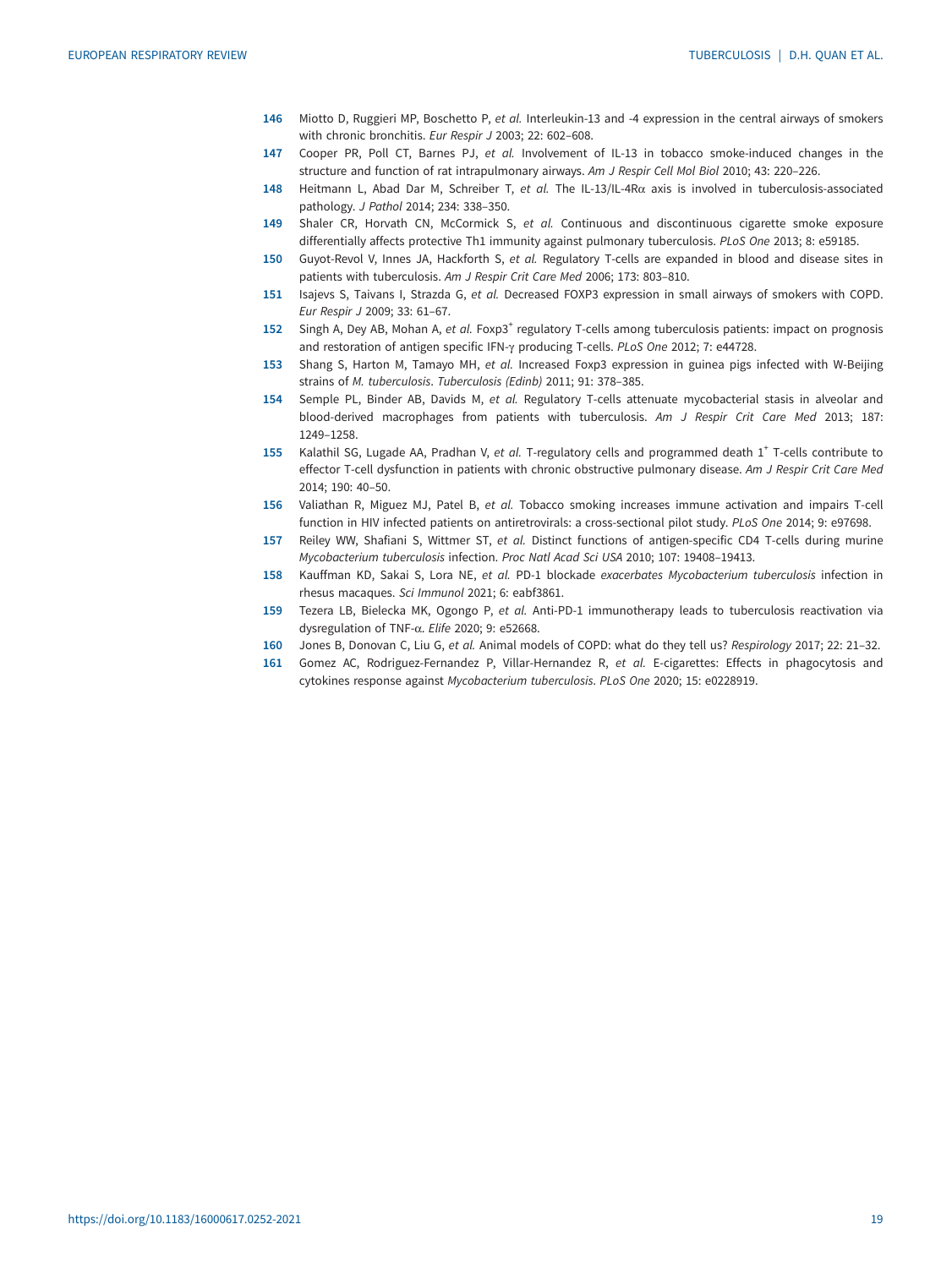146 Miotto D, Ruggieri MP, Boschetto P, *et al.* Interleukin-13 and -4 expression in the central airways of smokers with chronic bronchitis. *Eur Respir J* 2003; 22: 602–608.

147 Cooper PR, Poll CT, Barnes PJ, *et al.* Involvement of IL-13 in tobacco smoke-induced changes in the structure and function of rat intrapulmonary airways. *Am J Respir Cell Mol Biol* 2010; 43: 220–226.

148 Heitmann L, Abad Dar M, Schreiber T, *et al.* The IL-13/IL-4Rα axis is involved in tuberculosis-associated pathology. *J Pathol* 2014; 234: 338–350.

149 Shaler CR, Horvath CN, McCormick S, *et al.* Continuous and discontinuous cigarette smoke exposure differentially affects protective Th1 immunity against pulmonary tuberculosis. *PLoS One* 2013; 8: e59185.

150 Guyot-Revol V, Innes JA, Hackforth S, *et al.* Regulatory T-cells are expanded in blood and disease sites in patients with tuberculosis. *Am J Respir Crit Care Med* 2006; 173: 803–810.

151 Isajevs S, Taivans I, Strazda G, *et al.* Decreased FOXP3 expression in small airways of smokers with COPD. *Eur Respir J* 2009; 33: 61–67.

152 Singh A, Dey AB, Mohan A, *et al.* Foxp3$^{+}$ regulatory T-cells among tuberculosis patients: impact on prognosis and restoration of antigen specific IFN-γ producing T-cells. *PLoS One* 2012; 7: e44728.

153 Shang S, Harton M, Tamayo MH, *et al.* Increased Foxp3 expression in guinea pigs infected with W-Beijing strains of *M. tuberculosis*. *Tuberculosis (Edinb)* 2011; 91: 378–385.

154 Semple PL, Binder AB, Davids M, *et al.* Regulatory T-cells attenuate mycobacterial stasis in alveolar and blood-derived macrophages from patients with tuberculosis. *Am J Respir Crit Care Med* 2013; 187: 1249–1258.

155 Kalathil SG, Lugade AA, Pradhan V, *et al.* T-regulatory cells and programmed death 1$^{+}$ T-cells contribute to effector T-cell dysfunction in patients with chronic obstructive pulmonary disease. *Am J Respir Crit Care Med* 2014; 190: 40–50.

156 Valiathan R, Miguez MJ, Patel B, *et al.* Tobacco smoking increases immune activation and impairs T-cell function in HIV infected patients on antiretrovirals: a cross-sectional pilot study. *PLoS One* 2014; 9: e97698.

157 Reiley WW, Shafiani S, Wittmer ST, *et al.* Distinct functions of antigen-specific CD4 T-cells during murine *Mycobacterium tuberculosis* infection. *Proc Natl Acad Sci USA* 2010; 107: 19408–19413.

158 Kauffman KD, Sakai S, Lora NE, *et al.* PD-1 blockade *exacerbates Mycobacterium tuberculosis* infection in rhesus macaques. *Sci Immunol* 2021; 6: eabf3861.

159 Tezera LB, Bielecka MK, Ogongo P, *et al.* Anti-PD-1 immunotherapy leads to tuberculosis reactivation via dysregulation of TNF-α. *Elife* 2020; 9: e52668.

160 Jones B, Donovan C, Liu G, *et al.* Animal models of COPD: what do they tell us? *Respirology* 2017; 22: 21–32.

161 Gomez AC, Rodriguez-Fernandez P, Villar-Hernandez R, *et al.* E-cigarettes: Effects in phagocytosis and cytokines response against *Mycobacterium tuberculosis*. *PLoS One* 2020; 15: e0228919.